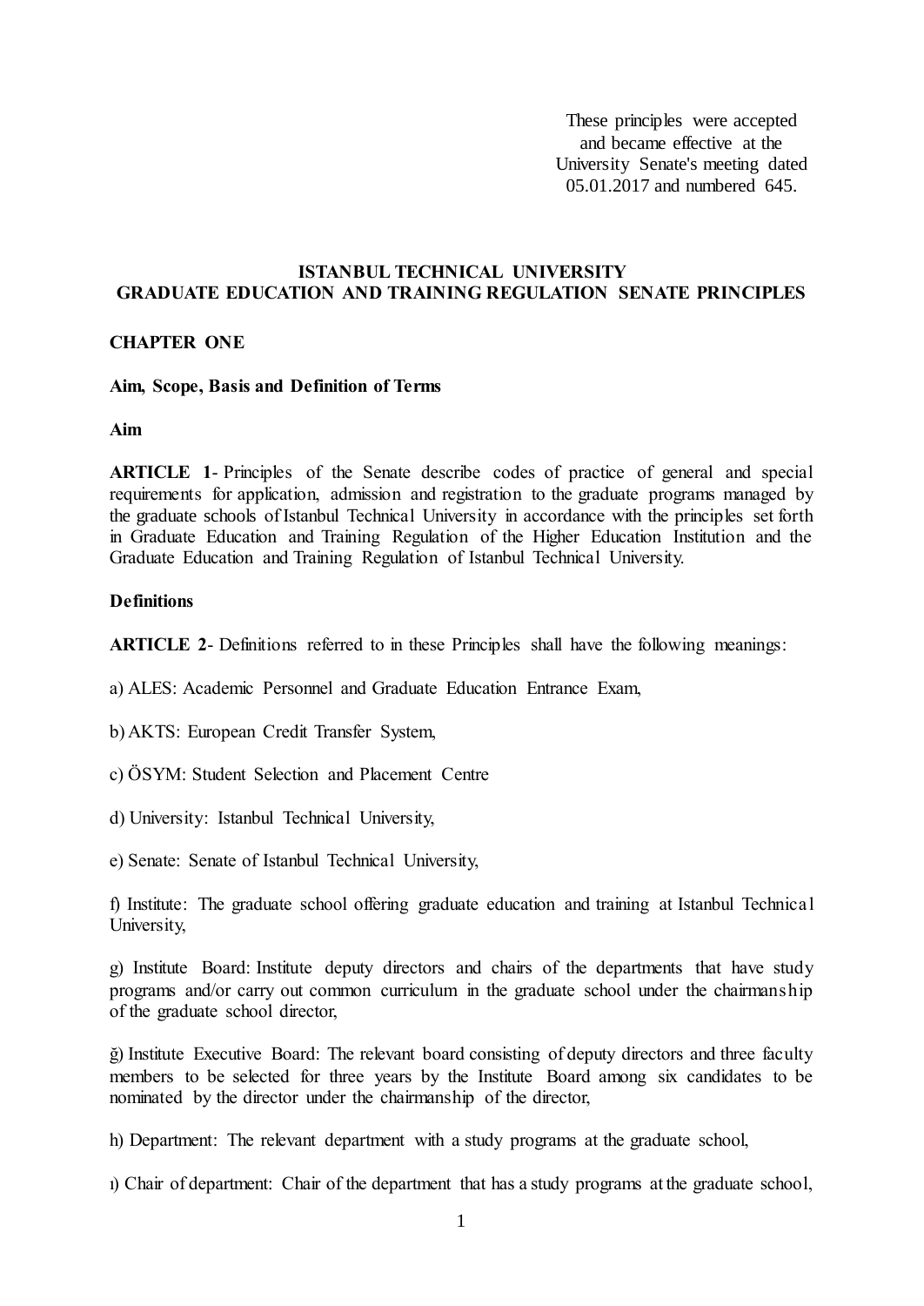These principles were accepted and became effective at the University Senate's meeting dated 05.01.2017 and numbered 645.

# ISTANBUL TECHNICAL UNIVERSITY
# GRADUATE EDUCATION AND TRAINING REGULATION SENATE PRINCIPLES

## CHAPTER ONE

### Aim, Scope, Basis and Definition of Terms

**Aim**

**ARTICLE 1**- Principles of the Senate describe codes of practice of general and special requirements for application, admission and registration to the graduate programs managed by the graduate schools of Istanbul Technical University in accordance with the principles set forth in Graduate Education and Training Regulation of the Higher Education Institution and the Graduate Education and Training Regulation of Istanbul Technical University.

**Definitions**

**ARTICLE 2**- Definitions referred to in these Principles shall have the following meanings:

a) ALES: Academic Personnel and Graduate Education Entrance Exam,

b) AKTS: European Credit Transfer System,

c) ÖSYM: Student Selection and Placement Centre

d) University: Istanbul Technical University,

e) Senate: Senate of Istanbul Technical University,

f) Institute: The graduate school offering graduate education and training at Istanbul Technical University,

g) Institute Board: Institute deputy directors and chairs of the departments that have study programs and/or carry out common curriculum in the graduate school under the chairmanship of the graduate school director,

ğ) Institute Executive Board: The relevant board consisting of deputy directors and three faculty members to be selected for three years by the Institute Board among six candidates to be nominated by the director under the chairmanship of the director,

h) Department: The relevant department with a study programs at the graduate school,

ı) Chair of department: Chair of the department that has a study programs at the graduate school,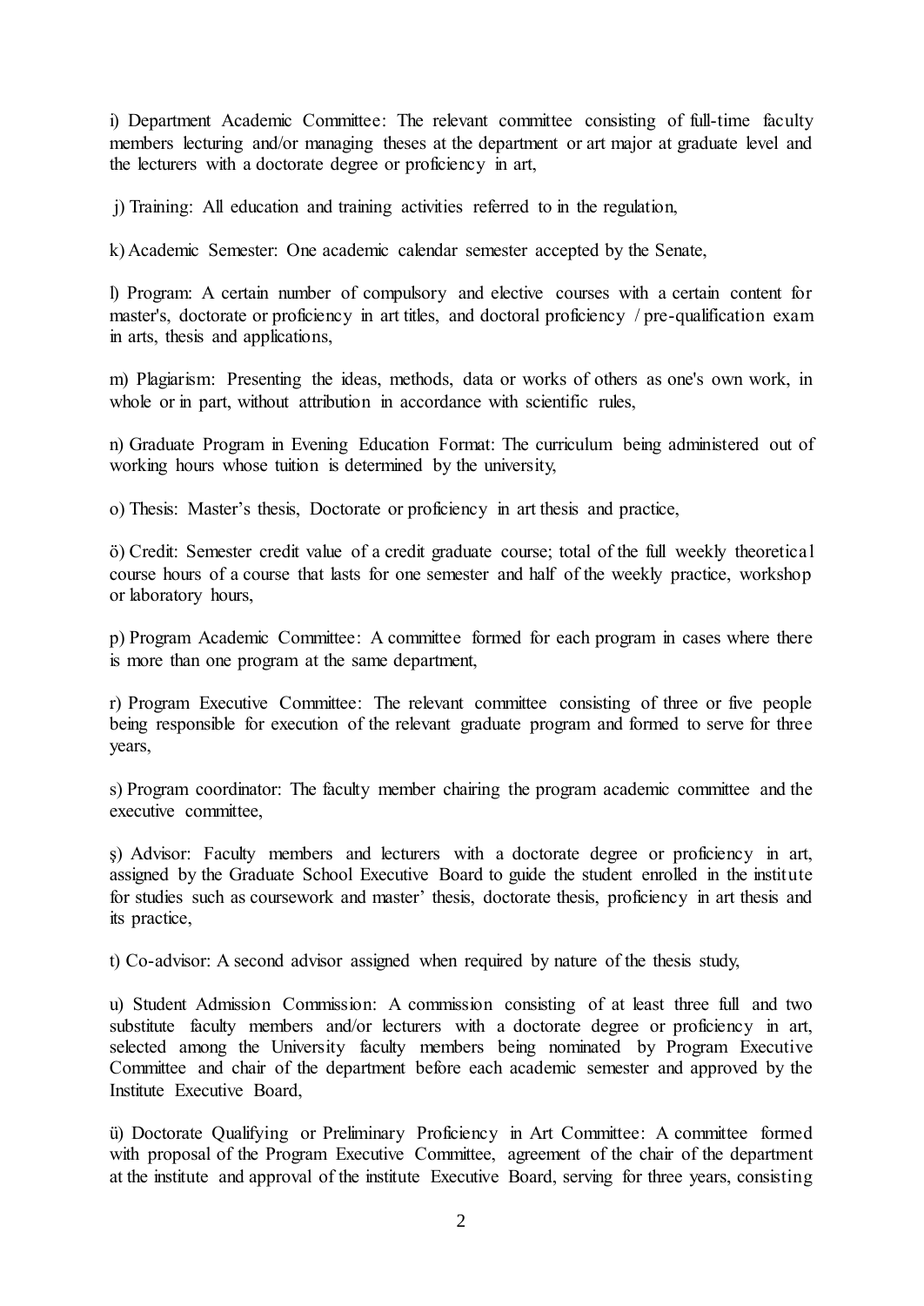i) Department Academic Committee: The relevant committee consisting of full-time faculty members lecturing and/or managing theses at the department or art major at graduate level and the lecturers with a doctorate degree or proficiency in art,

j) Training: All education and training activities referred to in the regulation,

k) Academic Semester: One academic calendar semester accepted by the Senate,

l) Program: A certain number of compulsory and elective courses with a certain content for master's, doctorate or proficiency in art titles, and doctoral proficiency / pre-qualification exam in arts, thesis and applications,

m) Plagiarism: Presenting the ideas, methods, data or works of others as one's own work, in whole or in part, without attribution in accordance with scientific rules,

n) Graduate Program in Evening Education Format: The curriculum being administered out of working hours whose tuition is determined by the university,

o) Thesis: Master's thesis, Doctorate or proficiency in art thesis and practice,

ö) Credit: Semester credit value of a credit graduate course; total of the full weekly theoretical course hours of a course that lasts for one semester and half of the weekly practice, workshop or laboratory hours,

p) Program Academic Committee: A committee formed for each program in cases where there is more than one program at the same department,

r) Program Executive Committee: The relevant committee consisting of three or five people being responsible for execution of the relevant graduate program and formed to serve for three years,

s) Program coordinator: The faculty member chairing the program academic committee and the executive committee,

ş) Advisor: Faculty members and lecturers with a doctorate degree or proficiency in art, assigned by the Graduate School Executive Board to guide the student enrolled in the institute for studies such as coursework and master' thesis, doctorate thesis, proficiency in art thesis and its practice,

t) Co-advisor: A second advisor assigned when required by nature of the thesis study,

u) Student Admission Commission: A commission consisting of at least three full and two substitute faculty members and/or lecturers with a doctorate degree or proficiency in art, selected among the University faculty members being nominated by Program Executive Committee and chair of the department before each academic semester and approved by the Institute Executive Board,

ü) Doctorate Qualifying or Preliminary Proficiency in Art Committee: A committee formed with proposal of the Program Executive Committee, agreement of the chair of the department at the institute and approval of the institute Executive Board, serving for three years, consisting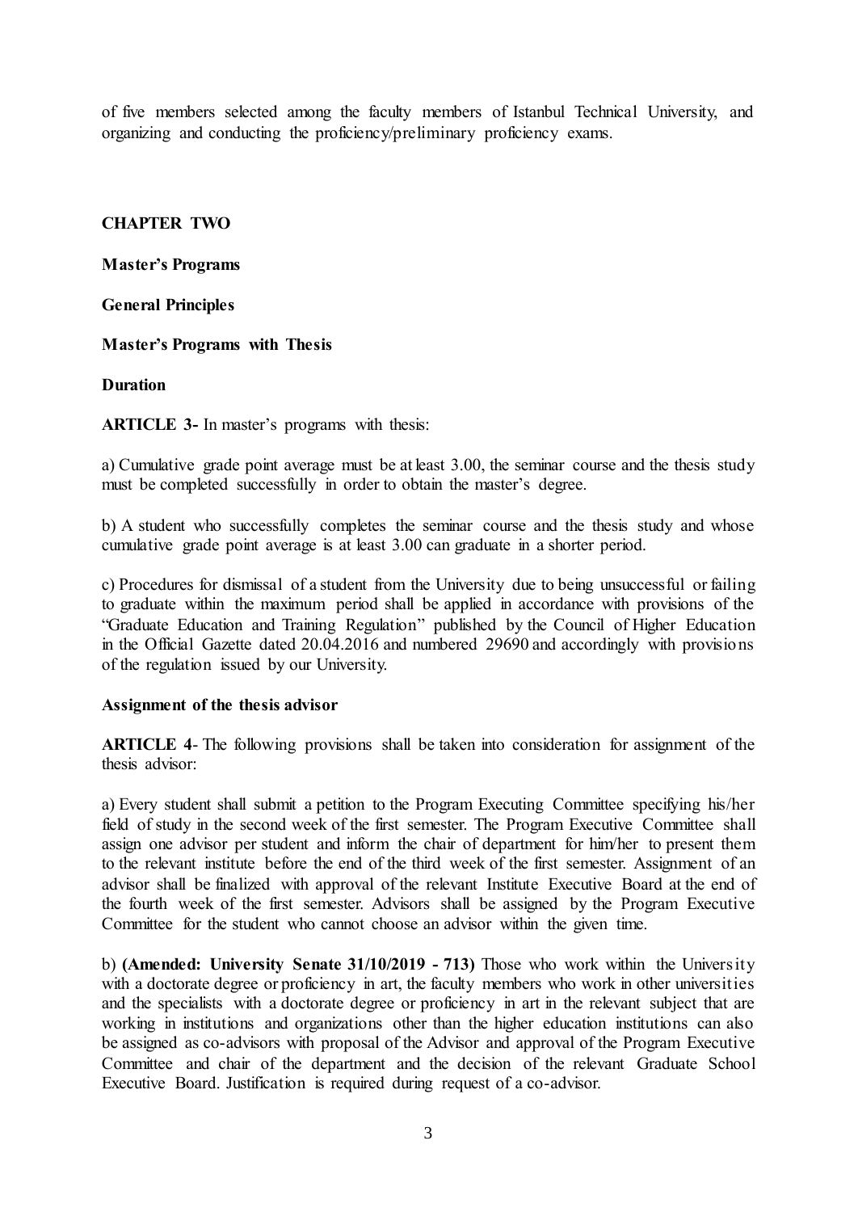of five members selected among the faculty members of Istanbul Technical University, and organizing and conducting the proficiency/preliminary proficiency exams.

## CHAPTER TWO

## Master's Programs

### General Principles

### Master's Programs with Thesis

#### Duration

**ARTICLE 3-** In master's programs with thesis:

a) Cumulative grade point average must be at least 3.00, the seminar course and the thesis study must be completed successfully in order to obtain the master's degree.

b) A student who successfully completes the seminar course and the thesis study and whose cumulative grade point average is at least 3.00 can graduate in a shorter period.

c) Procedures for dismissal of a student from the University due to being unsuccessful or failing to graduate within the maximum period shall be applied in accordance with provisions of the "Graduate Education and Training Regulation" published by the Council of Higher Education in the Official Gazette dated 20.04.2016 and numbered 29690 and accordingly with provisions of the regulation issued by our University.

#### Assignment of the thesis advisor

**ARTICLE 4**- The following provisions shall be taken into consideration for assignment of the thesis advisor:

a) Every student shall submit a petition to the Program Executing Committee specifying his/her field of study in the second week of the first semester. The Program Executive Committee shall assign one advisor per student and inform the chair of department for him/her to present them to the relevant institute before the end of the third week of the first semester. Assignment of an advisor shall be finalized with approval of the relevant Institute Executive Board at the end of the fourth week of the first semester. Advisors shall be assigned by the Program Executive Committee for the student who cannot choose an advisor within the given time.

b) **(Amended: University Senate 31/10/2019 - 713)** Those who work within the University with a doctorate degree or proficiency in art, the faculty members who work in other universities and the specialists with a doctorate degree or proficiency in art in the relevant subject that are working in institutions and organizations other than the higher education institutions can also be assigned as co-advisors with proposal of the Advisor and approval of the Program Executive Committee and chair of the department and the decision of the relevant Graduate School Executive Board. Justification is required during request of a co-advisor.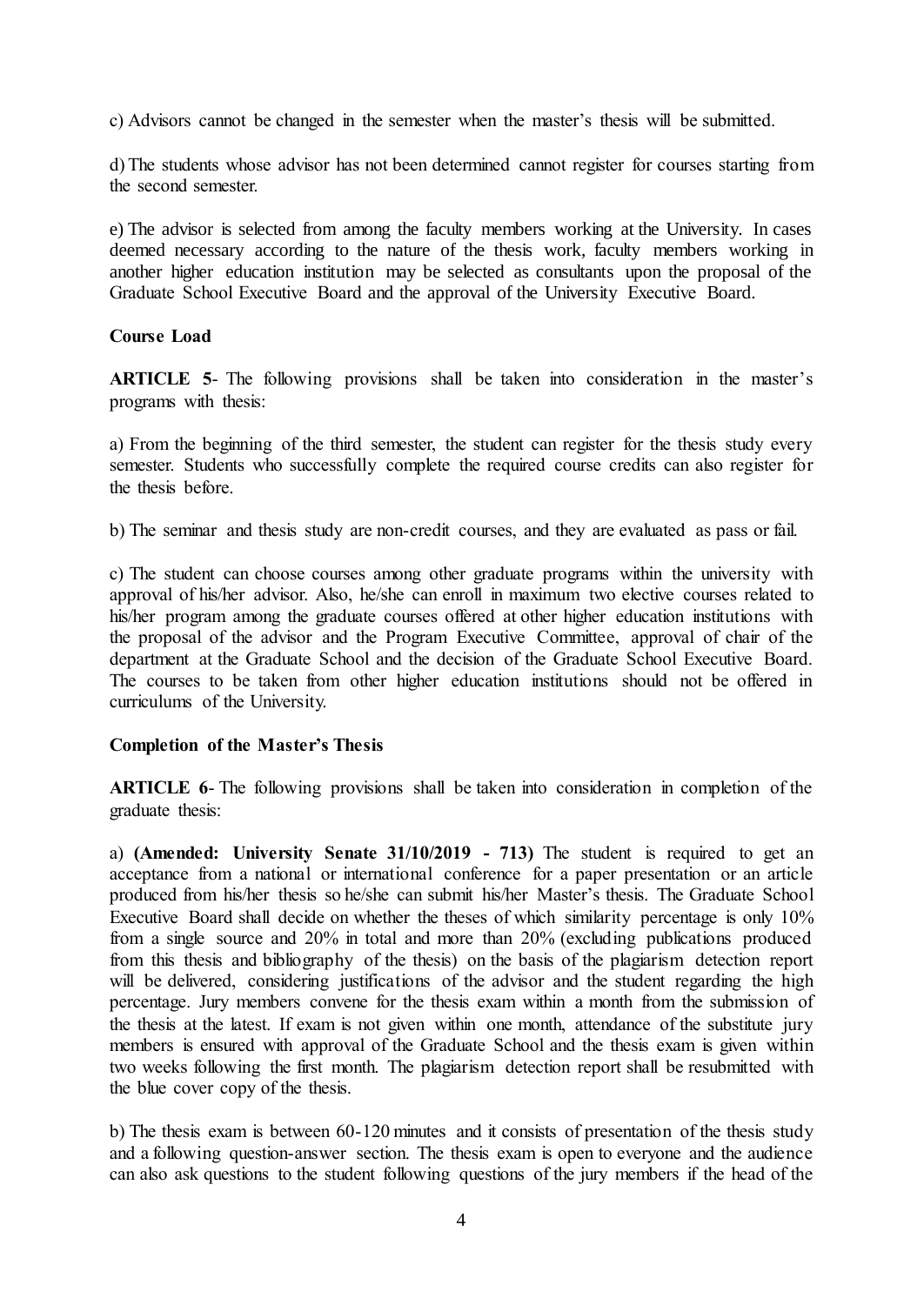c) Advisors cannot be changed in the semester when the master's thesis will be submitted.

d) The students whose advisor has not been determined cannot register for courses starting from the second semester.

e) The advisor is selected from among the faculty members working at the University. In cases deemed necessary according to the nature of the thesis work, faculty members working in another higher education institution may be selected as consultants upon the proposal of the Graduate School Executive Board and the approval of the University Executive Board.

**Course Load**

**ARTICLE 5**- The following provisions shall be taken into consideration in the master's programs with thesis:

a) From the beginning of the third semester, the student can register for the thesis study every semester. Students who successfully complete the required course credits can also register for the thesis before.

b) The seminar and thesis study are non-credit courses, and they are evaluated as pass or fail.

c) The student can choose courses among other graduate programs within the university with approval of his/her advisor. Also, he/she can enroll in maximum two elective courses related to his/her program among the graduate courses offered at other higher education institutions with the proposal of the advisor and the Program Executive Committee, approval of chair of the department at the Graduate School and the decision of the Graduate School Executive Board. The courses to be taken from other higher education institutions should not be offered in curriculums of the University.

**Completion of the Master's Thesis**

**ARTICLE 6**- The following provisions shall be taken into consideration in completion of the graduate thesis:

a) **(Amended: University Senate 31/10/2019 - 713)** The student is required to get an acceptance from a national or international conference for a paper presentation or an article produced from his/her thesis so he/she can submit his/her Master's thesis. The Graduate School Executive Board shall decide on whether the theses of which similarity percentage is only 10% from a single source and 20% in total and more than 20% (excluding publications produced from this thesis and bibliography of the thesis) on the basis of the plagiarism detection report will be delivered, considering justifications of the advisor and the student regarding the high percentage. Jury members convene for the thesis exam within a month from the submission of the thesis at the latest. If exam is not given within one month, attendance of the substitute jury members is ensured with approval of the Graduate School and the thesis exam is given within two weeks following the first month. The plagiarism detection report shall be resubmitted with the blue cover copy of the thesis.

b) The thesis exam is between 60-120 minutes and it consists of presentation of the thesis study and a following question-answer section. The thesis exam is open to everyone and the audience can also ask questions to the student following questions of the jury members if the head of the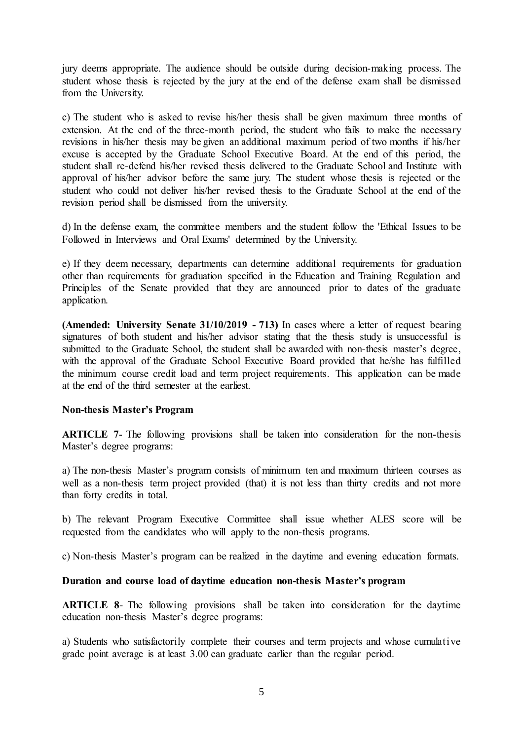jury deems appropriate. The audience should be outside during decision-making process. The student whose thesis is rejected by the jury at the end of the defense exam shall be dismissed from the University.

c) The student who is asked to revise his/her thesis shall be given maximum three months of extension. At the end of the three-month period, the student who fails to make the necessary revisions in his/her thesis may be given an additional maximum period of two months if his/her excuse is accepted by the Graduate School Executive Board. At the end of this period, the student shall re-defend his/her revised thesis delivered to the Graduate School and Institute with approval of his/her advisor before the same jury. The student whose thesis is rejected or the student who could not deliver his/her revised thesis to the Graduate School at the end of the revision period shall be dismissed from the university.

d) In the defense exam, the committee members and the student follow the 'Ethical Issues to be Followed in Interviews and Oral Exams' determined by the University.

e) If they deem necessary, departments can determine additional requirements for graduation other than requirements for graduation specified in the Education and Training Regulation and Principles of the Senate provided that they are announced prior to dates of the graduate application.

**(Amended: University Senate 31/10/2019 - 713)** In cases where a letter of request bearing signatures of both student and his/her advisor stating that the thesis study is unsuccessful is submitted to the Graduate School, the student shall be awarded with non-thesis master's degree, with the approval of the Graduate School Executive Board provided that he/she has fulfilled the minimum course credit load and term project requirements. This application can be made at the end of the third semester at the earliest.

**Non-thesis Master's Program**

**ARTICLE 7**- The following provisions shall be taken into consideration for the non-thesis Master's degree programs:

a) The non-thesis Master's program consists of minimum ten and maximum thirteen courses as well as a non-thesis term project provided (that) it is not less than thirty credits and not more than forty credits in total.

b) The relevant Program Executive Committee shall issue whether ALES score will be requested from the candidates who will apply to the non-thesis programs.

c) Non-thesis Master's program can be realized in the daytime and evening education formats.

**Duration and course load of daytime education non-thesis Master's program**

**ARTICLE 8**- The following provisions shall be taken into consideration for the daytime education non-thesis Master's degree programs:

a) Students who satisfactorily complete their courses and term projects and whose cumulative grade point average is at least 3.00 can graduate earlier than the regular period.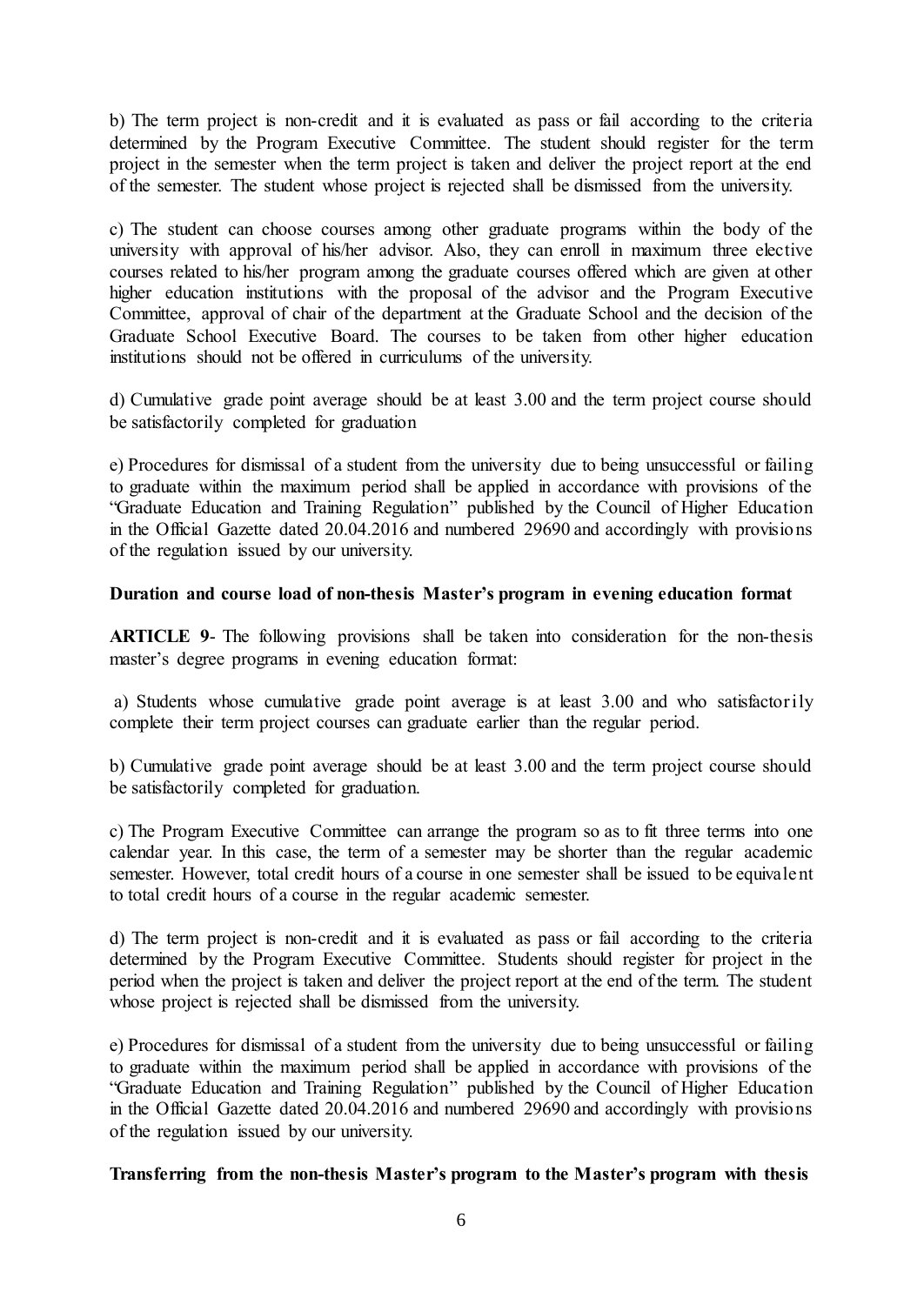b) The term project is non-credit and it is evaluated as pass or fail according to the criteria determined by the Program Executive Committee. The student should register for the term project in the semester when the term project is taken and deliver the project report at the end of the semester. The student whose project is rejected shall be dismissed from the university.

c) The student can choose courses among other graduate programs within the body of the university with approval of his/her advisor. Also, they can enroll in maximum three elective courses related to his/her program among the graduate courses offered which are given at other higher education institutions with the proposal of the advisor and the Program Executive Committee, approval of chair of the department at the Graduate School and the decision of the Graduate School Executive Board. The courses to be taken from other higher education institutions should not be offered in curriculums of the university.

d) Cumulative grade point average should be at least 3.00 and the term project course should be satisfactorily completed for graduation

e) Procedures for dismissal of a student from the university due to being unsuccessful or failing to graduate within the maximum period shall be applied in accordance with provisions of the "Graduate Education and Training Regulation" published by the Council of Higher Education in the Official Gazette dated 20.04.2016 and numbered 29690 and accordingly with provisions of the regulation issued by our university.

**Duration and course load of non-thesis Master's program in evening education format**

**ARTICLE 9**- The following provisions shall be taken into consideration for the non-thesis master's degree programs in evening education format:

a) Students whose cumulative grade point average is at least 3.00 and who satisfactorily complete their term project courses can graduate earlier than the regular period.

b) Cumulative grade point average should be at least 3.00 and the term project course should be satisfactorily completed for graduation.

c) The Program Executive Committee can arrange the program so as to fit three terms into one calendar year. In this case, the term of a semester may be shorter than the regular academic semester. However, total credit hours of a course in one semester shall be issued to be equivalent to total credit hours of a course in the regular academic semester.

d) The term project is non-credit and it is evaluated as pass or fail according to the criteria determined by the Program Executive Committee. Students should register for project in the period when the project is taken and deliver the project report at the end of the term. The student whose project is rejected shall be dismissed from the university.

e) Procedures for dismissal of a student from the university due to being unsuccessful or failing to graduate within the maximum period shall be applied in accordance with provisions of the "Graduate Education and Training Regulation" published by the Council of Higher Education in the Official Gazette dated 20.04.2016 and numbered 29690 and accordingly with provisions of the regulation issued by our university.

**Transferring from the non-thesis Master's program to the Master's program with thesis**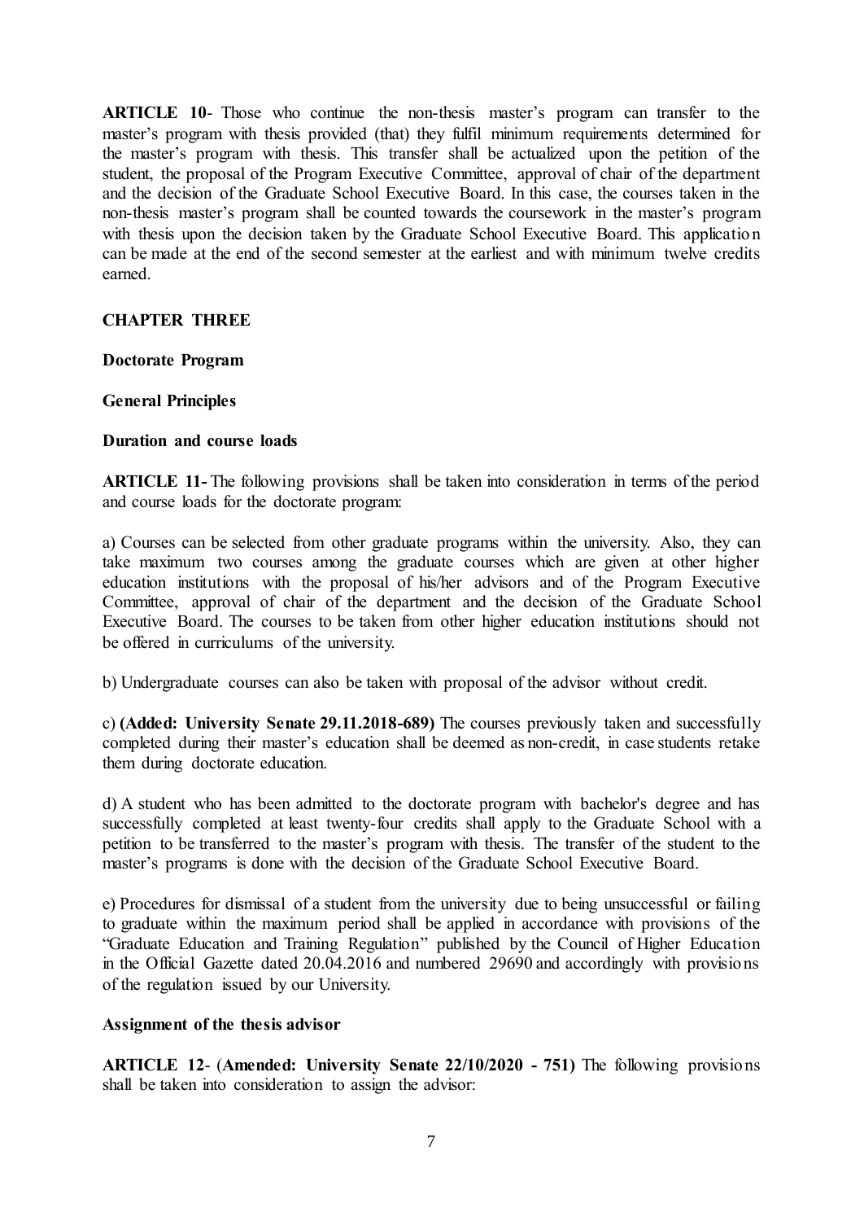**ARTICLE 10**- Those who continue the non-thesis master's program can transfer to the master's program with thesis provided (that) they fulfil minimum requirements determined for the master's program with thesis. This transfer shall be actualized upon the petition of the student, the proposal of the Program Executive Committee, approval of chair of the department and the decision of the Graduate School Executive Board. In this case, the courses taken in the non-thesis master's program shall be counted towards the coursework in the master's program with thesis upon the decision taken by the Graduate School Executive Board. This application can be made at the end of the second semester at the earliest and with minimum twelve credits earned.

## CHAPTER THREE

**Doctorate Program**

**General Principles**

**Duration and course loads**

**ARTICLE 11-** The following provisions shall be taken into consideration in terms of the period and course loads for the doctorate program:

a) Courses can be selected from other graduate programs within the university. Also, they can take maximum two courses among the graduate courses which are given at other higher education institutions with the proposal of his/her advisors and of the Program Executive Committee, approval of chair of the department and the decision of the Graduate School Executive Board. The courses to be taken from other higher education institutions should not be offered in curriculums of the university.

b) Undergraduate courses can also be taken with proposal of the advisor without credit.

c) **(Added: University Senate 29.11.2018-689)** The courses previously taken and successfully completed during their master's education shall be deemed as non-credit, in case students retake them during doctorate education.

d) A student who has been admitted to the doctorate program with bachelor's degree and has successfully completed at least twenty-four credits shall apply to the Graduate School with a petition to be transferred to the master's program with thesis. The transfer of the student to the master's programs is done with the decision of the Graduate School Executive Board.

e) Procedures for dismissal of a student from the university due to being unsuccessful or failing to graduate within the maximum period shall be applied in accordance with provisions of the "Graduate Education and Training Regulation" published by the Council of Higher Education in the Official Gazette dated 20.04.2016 and numbered 29690 and accordingly with provisions of the regulation issued by our University.

**Assignment of the thesis advisor**

**ARTICLE 12**- (**Amended: University Senate 22/10/2020 - 751)** The following provisions shall be taken into consideration to assign the advisor: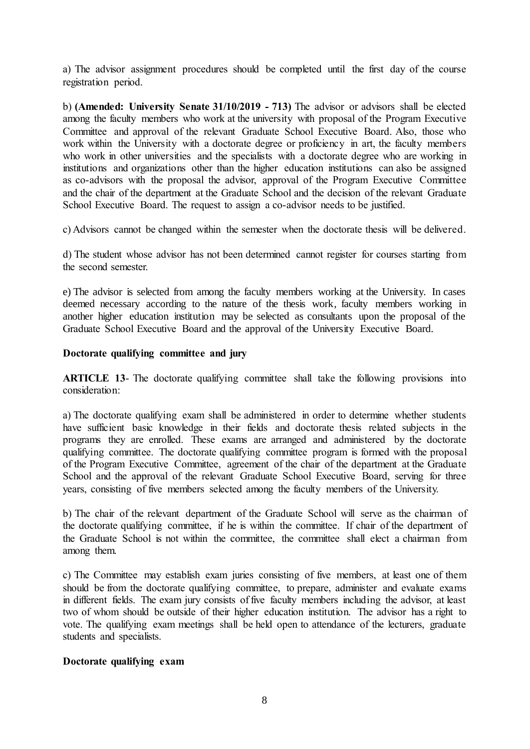a) The advisor assignment procedures should be completed until the first day of the course registration period.

b) **(Amended: University Senate 31/10/2019 - 713)** The advisor or advisors shall be elected among the faculty members who work at the university with proposal of the Program Executive Committee and approval of the relevant Graduate School Executive Board. Also, those who work within the University with a doctorate degree or proficiency in art, the faculty members who work in other universities and the specialists with a doctorate degree who are working in institutions and organizations other than the higher education institutions can also be assigned as co-advisors with the proposal the advisor, approval of the Program Executive Committee and the chair of the department at the Graduate School and the decision of the relevant Graduate School Executive Board. The request to assign a co-advisor needs to be justified.

c) Advisors cannot be changed within the semester when the doctorate thesis will be delivered.

d) The student whose advisor has not been determined cannot register for courses starting from the second semester.

e) The advisor is selected from among the faculty members working at the University. In cases deemed necessary according to the nature of the thesis work, faculty members working in another higher education institution may be selected as consultants upon the proposal of the Graduate School Executive Board and the approval of the University Executive Board.

**Doctorate qualifying committee and jury**

**ARTICLE 13**- The doctorate qualifying committee shall take the following provisions into consideration:

a) The doctorate qualifying exam shall be administered in order to determine whether students have sufficient basic knowledge in their fields and doctorate thesis related subjects in the programs they are enrolled. These exams are arranged and administered by the doctorate qualifying committee. The doctorate qualifying committee program is formed with the proposal of the Program Executive Committee, agreement of the chair of the department at the Graduate School and the approval of the relevant Graduate School Executive Board, serving for three years, consisting of five members selected among the faculty members of the University.

b) The chair of the relevant department of the Graduate School will serve as the chairman of the doctorate qualifying committee, if he is within the committee. If chair of the department of the Graduate School is not within the committee, the committee shall elect a chairman from among them.

c) The Committee may establish exam juries consisting of five members, at least one of them should be from the doctorate qualifying committee, to prepare, administer and evaluate exams in different fields. The exam jury consists of five faculty members including the advisor, at least two of whom should be outside of their higher education institution. The advisor has a right to vote. The qualifying exam meetings shall be held open to attendance of the lecturers, graduate students and specialists.

**Doctorate qualifying exam**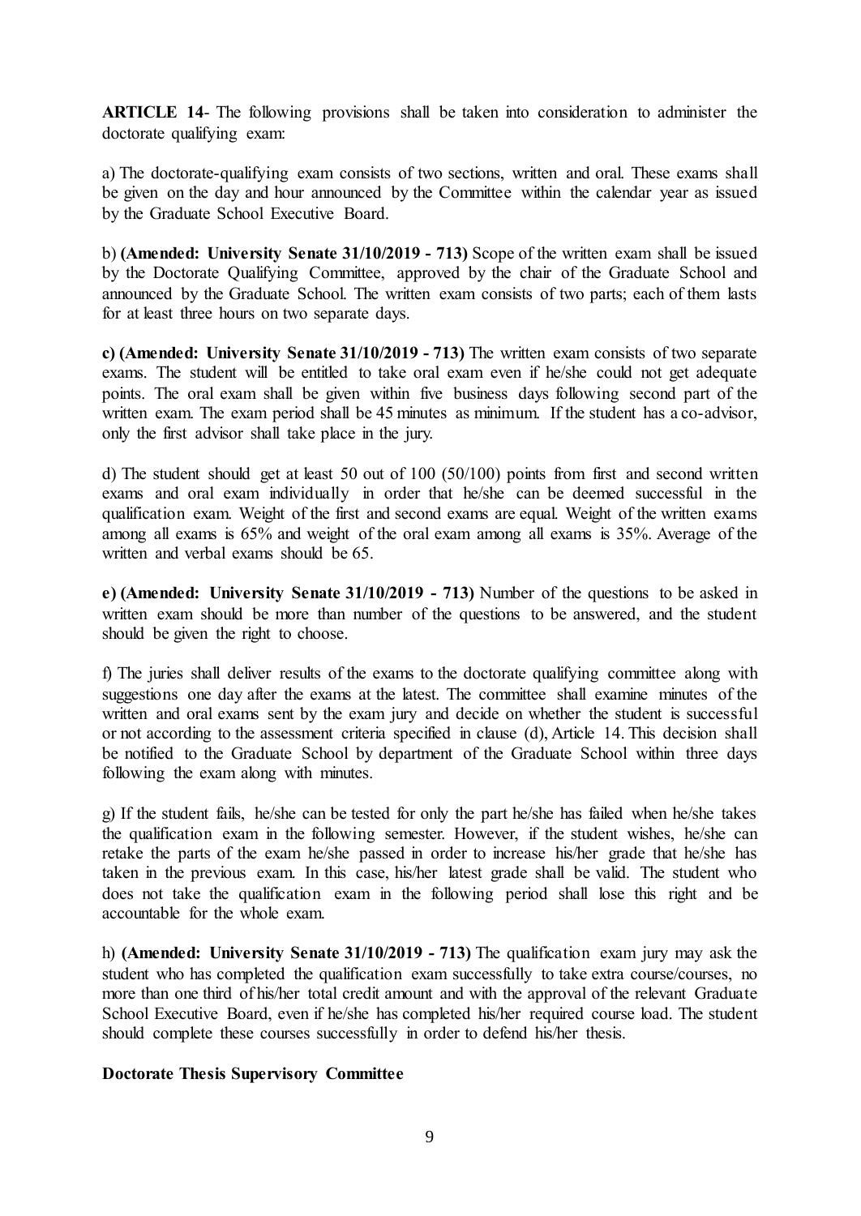**ARTICLE 14**- The following provisions shall be taken into consideration to administer the doctorate qualifying exam:

a) The doctorate-qualifying exam consists of two sections, written and oral. These exams shall be given on the day and hour announced by the Committee within the calendar year as issued by the Graduate School Executive Board.

b) **(Amended: University Senate 31/10/2019 - 713)** Scope of the written exam shall be issued by the Doctorate Qualifying Committee, approved by the chair of the Graduate School and announced by the Graduate School. The written exam consists of two parts; each of them lasts for at least three hours on two separate days.

**c) (Amended: University Senate 31/10/2019 - 713)** The written exam consists of two separate exams. The student will be entitled to take oral exam even if he/she could not get adequate points. The oral exam shall be given within five business days following second part of the written exam. The exam period shall be 45 minutes as minimum. If the student has a co-advisor, only the first advisor shall take place in the jury.

d) The student should get at least 50 out of 100 (50/100) points from first and second written exams and oral exam individually in order that he/she can be deemed successful in the qualification exam. Weight of the first and second exams are equal. Weight of the written exams among all exams is 65% and weight of the oral exam among all exams is 35%. Average of the written and verbal exams should be 65.

**e) (Amended: University Senate 31/10/2019 - 713)** Number of the questions to be asked in written exam should be more than number of the questions to be answered, and the student should be given the right to choose.

f) The juries shall deliver results of the exams to the doctorate qualifying committee along with suggestions one day after the exams at the latest. The committee shall examine minutes of the written and oral exams sent by the exam jury and decide on whether the student is successful or not according to the assessment criteria specified in clause (d), Article 14. This decision shall be notified to the Graduate School by department of the Graduate School within three days following the exam along with minutes.

g) If the student fails, he/she can be tested for only the part he/she has failed when he/she takes the qualification exam in the following semester. However, if the student wishes, he/she can retake the parts of the exam he/she passed in order to increase his/her grade that he/she has taken in the previous exam. In this case, his/her latest grade shall be valid. The student who does not take the qualification exam in the following period shall lose this right and be accountable for the whole exam.

h) **(Amended: University Senate 31/10/2019 - 713)** The qualification exam jury may ask the student who has completed the qualification exam successfully to take extra course/courses, no more than one third of his/her total credit amount and with the approval of the relevant Graduate School Executive Board, even if he/she has completed his/her required course load. The student should complete these courses successfully in order to defend his/her thesis.

**Doctorate Thesis Supervisory Committee**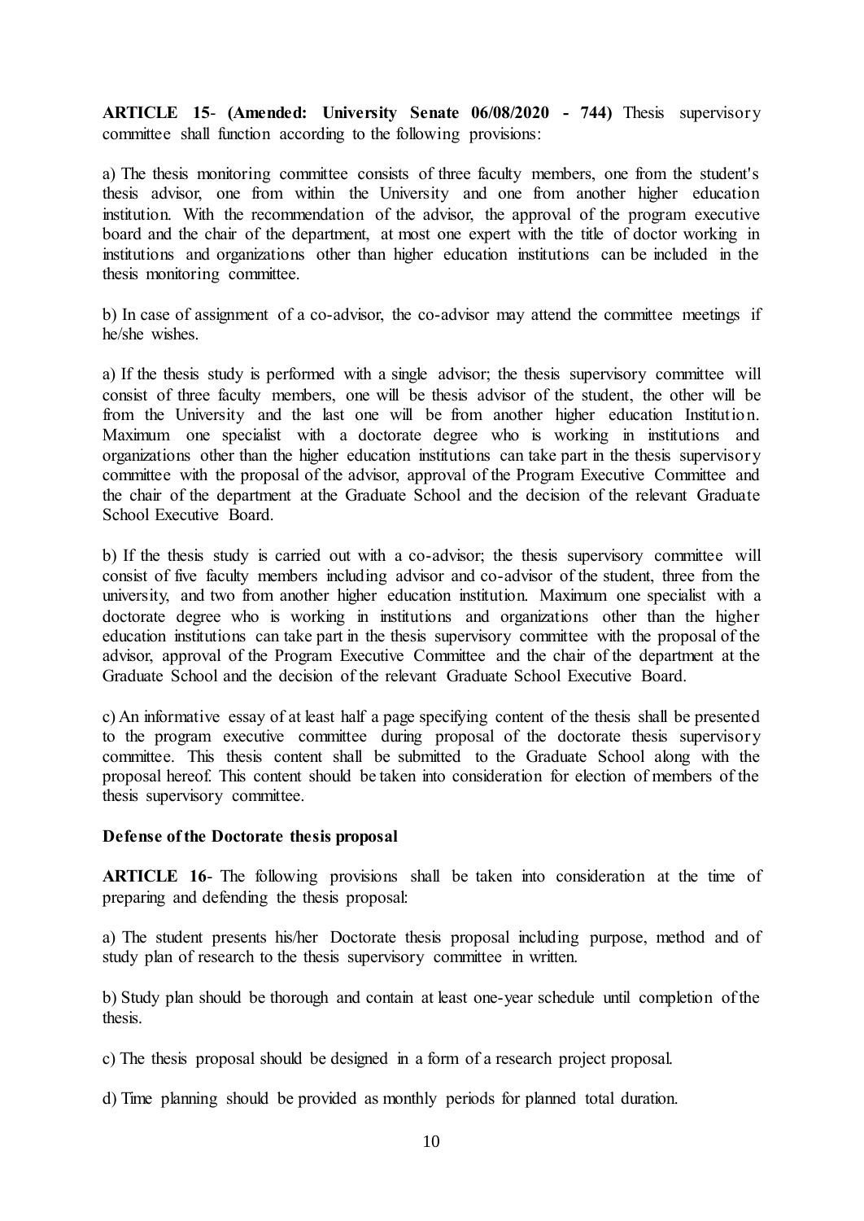**ARTICLE 15- (Amended: University Senate 06/08/2020 - 744)** Thesis supervisory committee shall function according to the following provisions:

a) The thesis monitoring committee consists of three faculty members, one from the student's thesis advisor, one from within the University and one from another higher education institution. With the recommendation of the advisor, the approval of the program executive board and the chair of the department, at most one expert with the title of doctor working in institutions and organizations other than higher education institutions can be included in the thesis monitoring committee.

b) In case of assignment of a co-advisor, the co-advisor may attend the committee meetings if he/she wishes.

a) If the thesis study is performed with a single advisor; the thesis supervisory committee will consist of three faculty members, one will be thesis advisor of the student, the other will be from the University and the last one will be from another higher education Institution. Maximum one specialist with a doctorate degree who is working in institutions and organizations other than the higher education institutions can take part in the thesis supervisory committee with the proposal of the advisor, approval of the Program Executive Committee and the chair of the department at the Graduate School and the decision of the relevant Graduate School Executive Board.

b) If the thesis study is carried out with a co-advisor; the thesis supervisory committee will consist of five faculty members including advisor and co-advisor of the student, three from the university, and two from another higher education institution. Maximum one specialist with a doctorate degree who is working in institutions and organizations other than the higher education institutions can take part in the thesis supervisory committee with the proposal of the advisor, approval of the Program Executive Committee and the chair of the department at the Graduate School and the decision of the relevant Graduate School Executive Board.

c) An informative essay of at least half a page specifying content of the thesis shall be presented to the program executive committee during proposal of the doctorate thesis supervisory committee. This thesis content shall be submitted to the Graduate School along with the proposal hereof. This content should be taken into consideration for election of members of the thesis supervisory committee.

**Defense of the Doctorate thesis proposal**

**ARTICLE 16**- The following provisions shall be taken into consideration at the time of preparing and defending the thesis proposal:

a) The student presents his/her Doctorate thesis proposal including purpose, method and of study plan of research to the thesis supervisory committee in written.

b) Study plan should be thorough and contain at least one-year schedule until completion of the thesis.

c) The thesis proposal should be designed in a form of a research project proposal.

d) Time planning should be provided as monthly periods for planned total duration.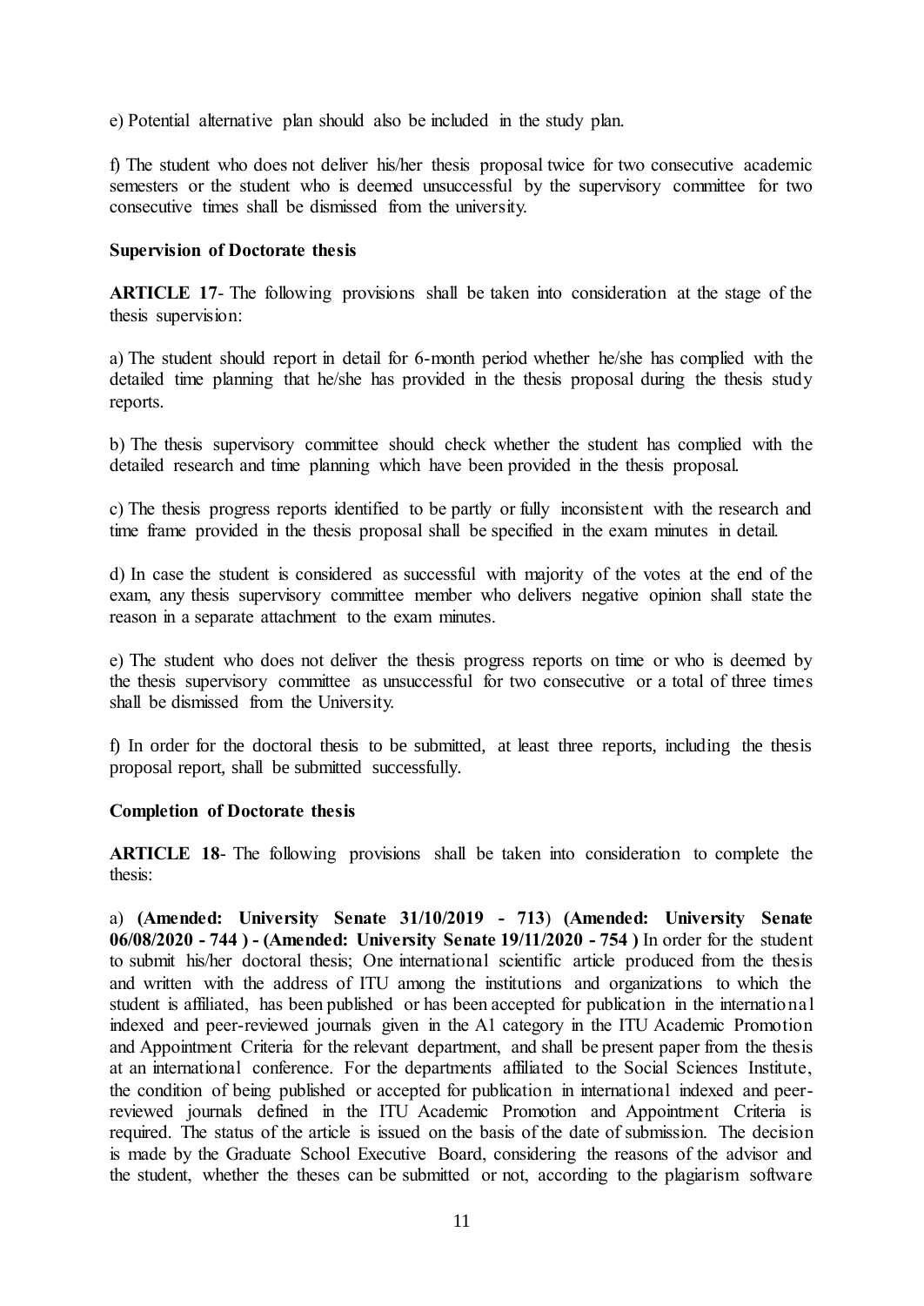e) Potential alternative plan should also be included in the study plan.

f) The student who does not deliver his/her thesis proposal twice for two consecutive academic semesters or the student who is deemed unsuccessful by the supervisory committee for two consecutive times shall be dismissed from the university.

**Supervision of Doctorate thesis**

**ARTICLE 17**- The following provisions shall be taken into consideration at the stage of the thesis supervision:

a) The student should report in detail for 6-month period whether he/she has complied with the detailed time planning that he/she has provided in the thesis proposal during the thesis study reports.

b) The thesis supervisory committee should check whether the student has complied with the detailed research and time planning which have been provided in the thesis proposal.

c) The thesis progress reports identified to be partly or fully inconsistent with the research and time frame provided in the thesis proposal shall be specified in the exam minutes in detail.

d) In case the student is considered as successful with majority of the votes at the end of the exam, any thesis supervisory committee member who delivers negative opinion shall state the reason in a separate attachment to the exam minutes.

e) The student who does not deliver the thesis progress reports on time or who is deemed by the thesis supervisory committee as unsuccessful for two consecutive or a total of three times shall be dismissed from the University.

f) In order for the doctoral thesis to be submitted, at least three reports, including the thesis proposal report, shall be submitted successfully.

**Completion of Doctorate thesis**

**ARTICLE 18**- The following provisions shall be taken into consideration to complete the thesis:

a) **(Amended: University Senate 31/10/2019 - 713)** **(Amended: University Senate 06/08/2020 - 744 ) - (Amended: University Senate 19/11/2020 - 754 )** In order for the student to submit his/her doctoral thesis; One international scientific article produced from the thesis and written with the address of ITU among the institutions and organizations to which the student is affiliated, has been published or has been accepted for publication in the international indexed and peer-reviewed journals given in the A1 category in the ITU Academic Promotion and Appointment Criteria for the relevant department, and shall be present paper from the thesis at an international conference. For the departments affiliated to the Social Sciences Institute, the condition of being published or accepted for publication in international indexed and peer-reviewed journals defined in the ITU Academic Promotion and Appointment Criteria is required. The status of the article is issued on the basis of the date of submission. The decision is made by the Graduate School Executive Board, considering the reasons of the advisor and the student, whether the theses can be submitted or not, according to the plagiarism software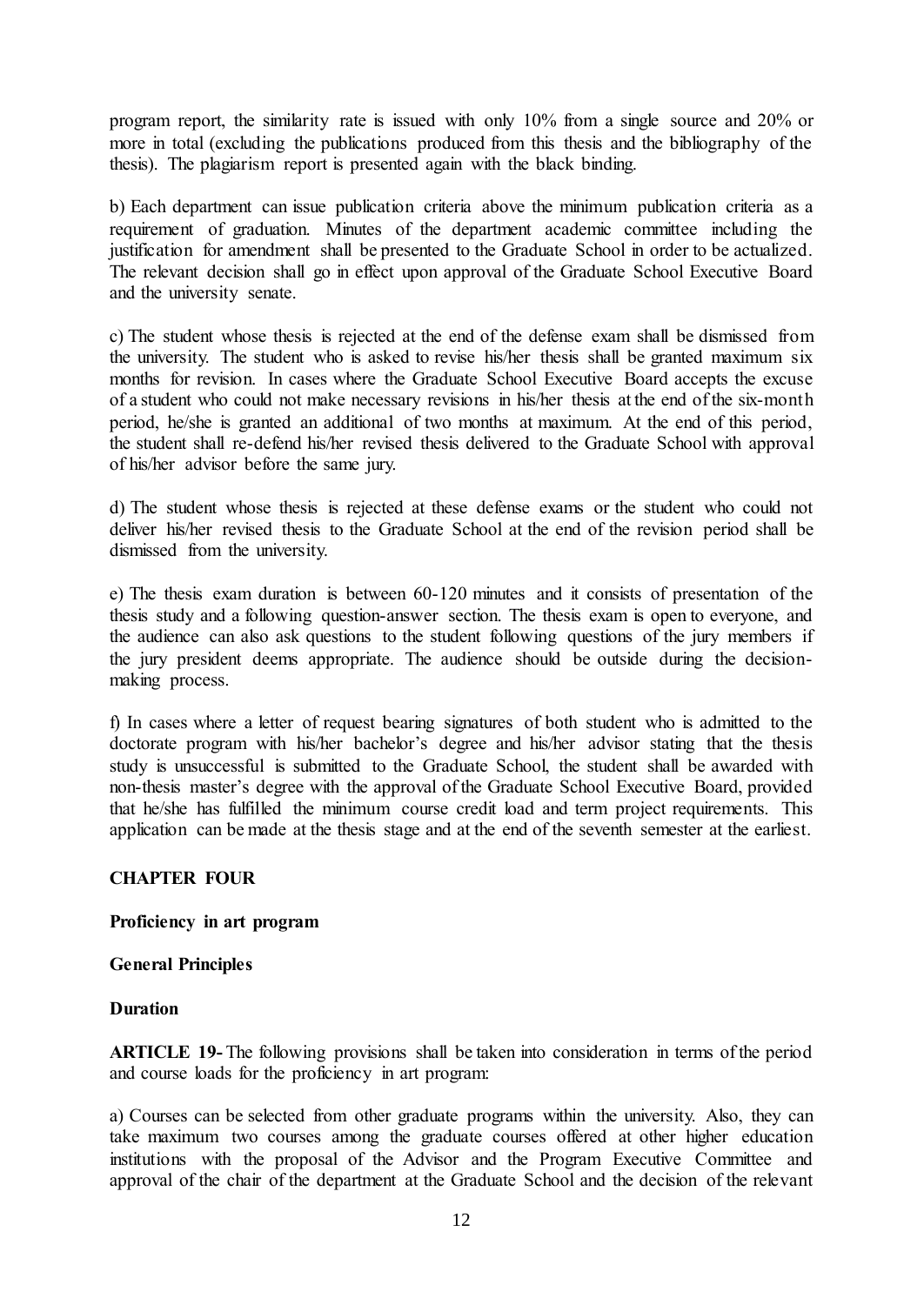program report, the similarity rate is issued with only 10% from a single source and 20% or more in total (excluding the publications produced from this thesis and the bibliography of the thesis). The plagiarism report is presented again with the black binding.

b) Each department can issue publication criteria above the minimum publication criteria as a requirement of graduation. Minutes of the department academic committee including the justification for amendment shall be presented to the Graduate School in order to be actualized. The relevant decision shall go in effect upon approval of the Graduate School Executive Board and the university senate.

c) The student whose thesis is rejected at the end of the defense exam shall be dismissed from the university. The student who is asked to revise his/her thesis shall be granted maximum six months for revision. In cases where the Graduate School Executive Board accepts the excuse of a student who could not make necessary revisions in his/her thesis at the end of the six-month period, he/she is granted an additional of two months at maximum. At the end of this period, the student shall re-defend his/her revised thesis delivered to the Graduate School with approval of his/her advisor before the same jury.

d) The student whose thesis is rejected at these defense exams or the student who could not deliver his/her revised thesis to the Graduate School at the end of the revision period shall be dismissed from the university.

e) The thesis exam duration is between 60-120 minutes and it consists of presentation of the thesis study and a following question-answer section. The thesis exam is open to everyone, and the audience can also ask questions to the student following questions of the jury members if the jury president deems appropriate. The audience should be outside during the decision-making process.

f) In cases where a letter of request bearing signatures of both student who is admitted to the doctorate program with his/her bachelor's degree and his/her advisor stating that the thesis study is unsuccessful is submitted to the Graduate School, the student shall be awarded with non-thesis master's degree with the approval of the Graduate School Executive Board, provided that he/she has fulfilled the minimum course credit load and term project requirements. This application can be made at the thesis stage and at the end of the seventh semester at the earliest.

## CHAPTER FOUR

### Proficiency in art program

#### General Principles

#### Duration

**ARTICLE 19-** The following provisions shall be taken into consideration in terms of the period and course loads for the proficiency in art program:

a) Courses can be selected from other graduate programs within the university. Also, they can take maximum two courses among the graduate courses offered at other higher education institutions with the proposal of the Advisor and the Program Executive Committee and approval of the chair of the department at the Graduate School and the decision of the relevant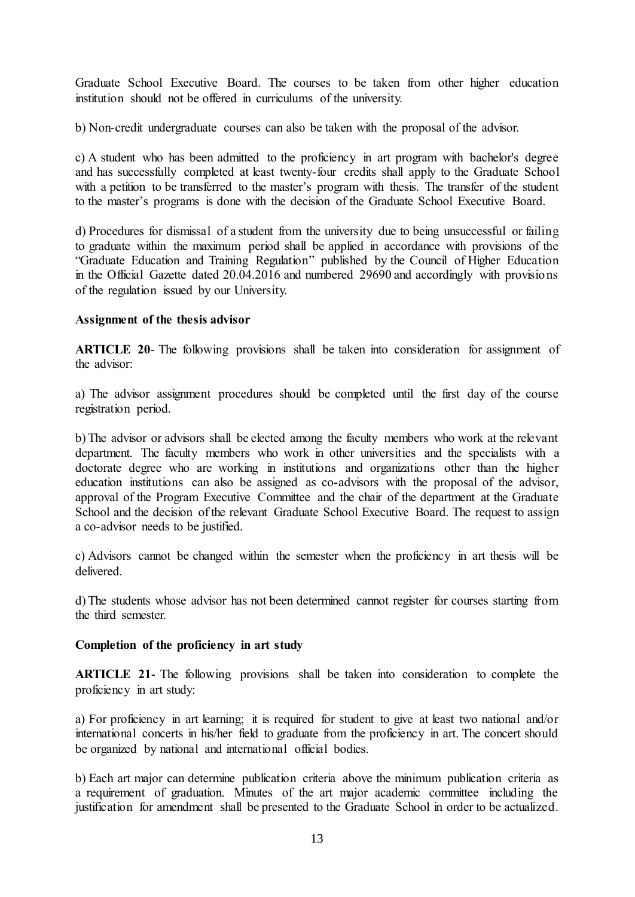Graduate School Executive Board. The courses to be taken from other higher education institution should not be offered in curriculums of the university.

b) Non-credit undergraduate courses can also be taken with the proposal of the advisor.

c) A student who has been admitted to the proficiency in art program with bachelor's degree and has successfully completed at least twenty-four credits shall apply to the Graduate School with a petition to be transferred to the master's program with thesis. The transfer of the student to the master's programs is done with the decision of the Graduate School Executive Board.

d) Procedures for dismissal of a student from the university due to being unsuccessful or failing to graduate within the maximum period shall be applied in accordance with provisions of the "Graduate Education and Training Regulation" published by the Council of Higher Education in the Official Gazette dated 20.04.2016 and numbered 29690 and accordingly with provisions of the regulation issued by our University.

**Assignment of the thesis advisor**

**ARTICLE 20**- The following provisions shall be taken into consideration for assignment of the advisor:

a) The advisor assignment procedures should be completed until the first day of the course registration period.

b) The advisor or advisors shall be elected among the faculty members who work at the relevant department. The faculty members who work in other universities and the specialists with a doctorate degree who are working in institutions and organizations other than the higher education institutions can also be assigned as co-advisors with the proposal of the advisor, approval of the Program Executive Committee and the chair of the department at the Graduate School and the decision of the relevant Graduate School Executive Board. The request to assign a co-advisor needs to be justified.

c) Advisors cannot be changed within the semester when the proficiency in art thesis will be delivered.

d) The students whose advisor has not been determined cannot register for courses starting from the third semester.

**Completion of the proficiency in art study**

**ARTICLE 21**- The following provisions shall be taken into consideration to complete the proficiency in art study:

a) For proficiency in art learning; it is required for student to give at least two national and/or international concerts in his/her field to graduate from the proficiency in art. The concert should be organized by national and international official bodies.

b) Each art major can determine publication criteria above the minimum publication criteria as a requirement of graduation. Minutes of the art major academic committee including the justification for amendment shall be presented to the Graduate School in order to be actualized.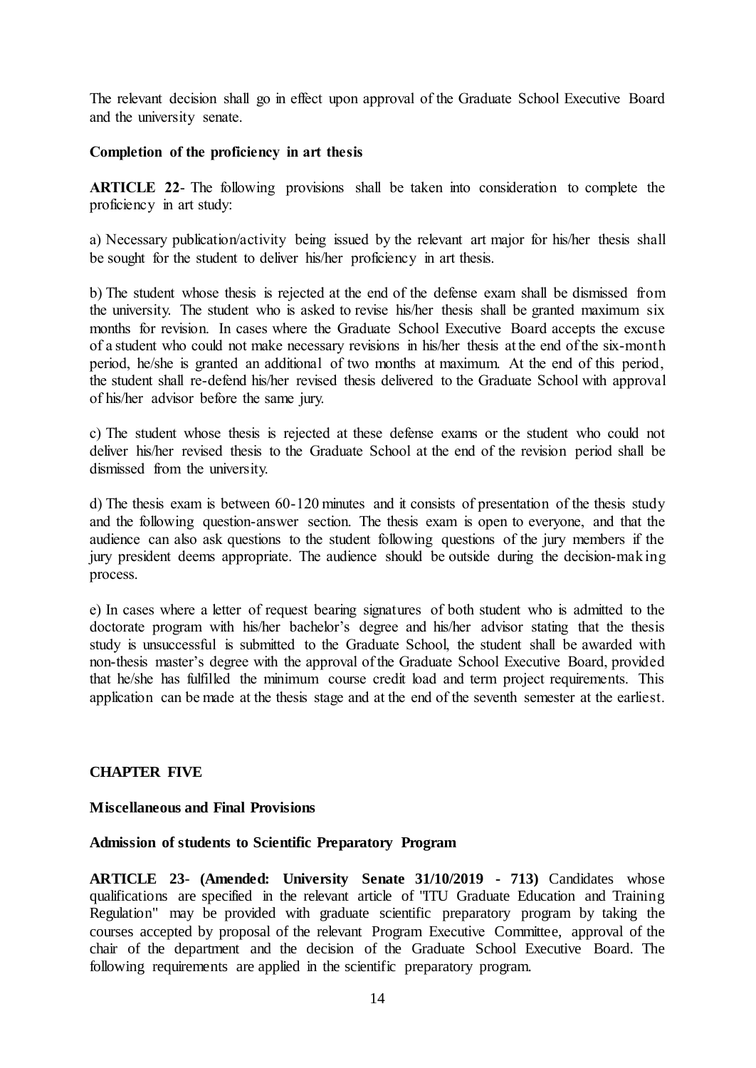The relevant decision shall go in effect upon approval of the Graduate School Executive Board and the university senate.

**Completion of the proficiency in art thesis**

**ARTICLE 22**- The following provisions shall be taken into consideration to complete the proficiency in art study:

a) Necessary publication/activity being issued by the relevant art major for his/her thesis shall be sought for the student to deliver his/her proficiency in art thesis.

b) The student whose thesis is rejected at the end of the defense exam shall be dismissed from the university. The student who is asked to revise his/her thesis shall be granted maximum six months for revision. In cases where the Graduate School Executive Board accepts the excuse of a student who could not make necessary revisions in his/her thesis at the end of the six-month period, he/she is granted an additional of two months at maximum. At the end of this period, the student shall re-defend his/her revised thesis delivered to the Graduate School with approval of his/her advisor before the same jury.

c) The student whose thesis is rejected at these defense exams or the student who could not deliver his/her revised thesis to the Graduate School at the end of the revision period shall be dismissed from the university.

d) The thesis exam is between 60-120 minutes and it consists of presentation of the thesis study and the following question-answer section. The thesis exam is open to everyone, and that the audience can also ask questions to the student following questions of the jury members if the jury president deems appropriate. The audience should be outside during the decision-making process.

e) In cases where a letter of request bearing signatures of both student who is admitted to the doctorate program with his/her bachelor's degree and his/her advisor stating that the thesis study is unsuccessful is submitted to the Graduate School, the student shall be awarded with non-thesis master's degree with the approval of the Graduate School Executive Board, provided that he/she has fulfilled the minimum course credit load and term project requirements. This application can be made at the thesis stage and at the end of the seventh semester at the earliest.

## CHAPTER FIVE

### Miscellaneous and Final Provisions

**Admission of students to Scientific Preparatory Program**

**ARTICLE 23**- **(Amended: University Senate 31/10/2019 - 713)** Candidates whose qualifications are specified in the relevant article of "ITU Graduate Education and Training Regulation" may be provided with graduate scientific preparatory program by taking the courses accepted by proposal of the relevant Program Executive Committee, approval of the chair of the department and the decision of the Graduate School Executive Board. The following requirements are applied in the scientific preparatory program.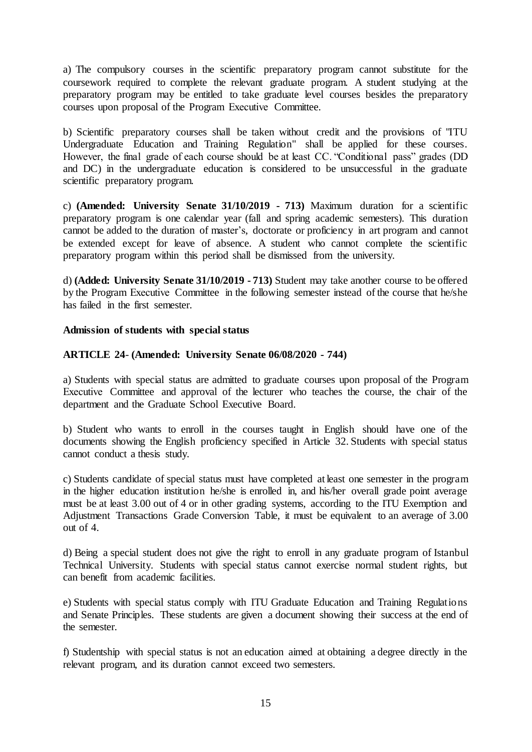a) The compulsory courses in the scientific preparatory program cannot substitute for the coursework required to complete the relevant graduate program. A student studying at the preparatory program may be entitled to take graduate level courses besides the preparatory courses upon proposal of the Program Executive Committee.

b) Scientific preparatory courses shall be taken without credit and the provisions of "ITU Undergraduate Education and Training Regulation" shall be applied for these courses. However, the final grade of each course should be at least CC. "Conditional pass" grades (DD and DC) in the undergraduate education is considered to be unsuccessful in the graduate scientific preparatory program.

c) **(Amended: University Senate 31/10/2019 - 713)** Maximum duration for a scientific preparatory program is one calendar year (fall and spring academic semesters). This duration cannot be added to the duration of master's, doctorate or proficiency in art program and cannot be extended except for leave of absence. A student who cannot complete the scientific preparatory program within this period shall be dismissed from the university.

d) **(Added: University Senate 31/10/2019 - 713)** Student may take another course to be offered by the Program Executive Committee in the following semester instead of the course that he/she has failed in the first semester.

**Admission of students with special status**

**ARTICLE 24- (Amended: University Senate 06/08/2020 - 744)**

a) Students with special status are admitted to graduate courses upon proposal of the Program Executive Committee and approval of the lecturer who teaches the course, the chair of the department and the Graduate School Executive Board.

b) Student who wants to enroll in the courses taught in English should have one of the documents showing the English proficiency specified in Article 32. Students with special status cannot conduct a thesis study.

c) Students candidate of special status must have completed at least one semester in the program in the higher education institution he/she is enrolled in, and his/her overall grade point average must be at least 3.00 out of 4 or in other grading systems, according to the ITU Exemption and Adjustment Transactions Grade Conversion Table, it must be equivalent to an average of 3.00 out of 4.

d) Being a special student does not give the right to enroll in any graduate program of Istanbul Technical University. Students with special status cannot exercise normal student rights, but can benefit from academic facilities.

e) Students with special status comply with ITU Graduate Education and Training Regulations and Senate Principles. These students are given a document showing their success at the end of the semester.

f) Studentship with special status is not an education aimed at obtaining a degree directly in the relevant program, and its duration cannot exceed two semesters.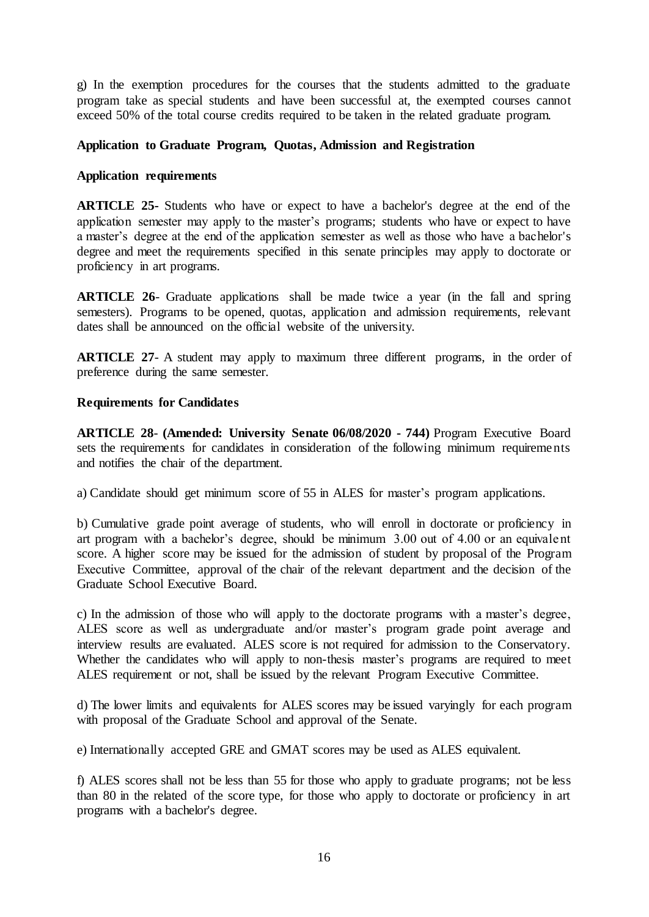g) In the exemption procedures for the courses that the students admitted to the graduate program take as special students and have been successful at, the exempted courses cannot exceed 50% of the total course credits required to be taken in the related graduate program.

## Application to Graduate Program, Quotas, Admission and Registration

### Application requirements

**ARTICLE 25-** Students who have or expect to have a bachelor's degree at the end of the application semester may apply to the master's programs; students who have or expect to have a master's degree at the end of the application semester as well as those who have a bachelor's degree and meet the requirements specified in this senate principles may apply to doctorate or proficiency in art programs.

**ARTICLE 26**- Graduate applications shall be made twice a year (in the fall and spring semesters). Programs to be opened, quotas, application and admission requirements, relevant dates shall be announced on the official website of the university.

**ARTICLE 27**- A student may apply to maximum three different programs, in the order of preference during the same semester.

### Requirements for Candidates

**ARTICLE 28**- **(Amended: University Senate 06/08/2020 - 744)** Program Executive Board sets the requirements for candidates in consideration of the following minimum requirements and notifies the chair of the department.

a) Candidate should get minimum score of 55 in ALES for master's program applications.

b) Cumulative grade point average of students, who will enroll in doctorate or proficiency in art program with a bachelor's degree, should be minimum 3.00 out of 4.00 or an equivalent score. A higher score may be issued for the admission of student by proposal of the Program Executive Committee, approval of the chair of the relevant department and the decision of the Graduate School Executive Board.

c) In the admission of those who will apply to the doctorate programs with a master's degree, ALES score as well as undergraduate and/or master's program grade point average and interview results are evaluated. ALES score is not required for admission to the Conservatory. Whether the candidates who will apply to non-thesis master's programs are required to meet ALES requirement or not, shall be issued by the relevant Program Executive Committee.

d) The lower limits and equivalents for ALES scores may be issued varyingly for each program with proposal of the Graduate School and approval of the Senate.

e) Internationally accepted GRE and GMAT scores may be used as ALES equivalent.

f) ALES scores shall not be less than 55 for those who apply to graduate programs; not be less than 80 in the related of the score type, for those who apply to doctorate or proficiency in art programs with a bachelor's degree.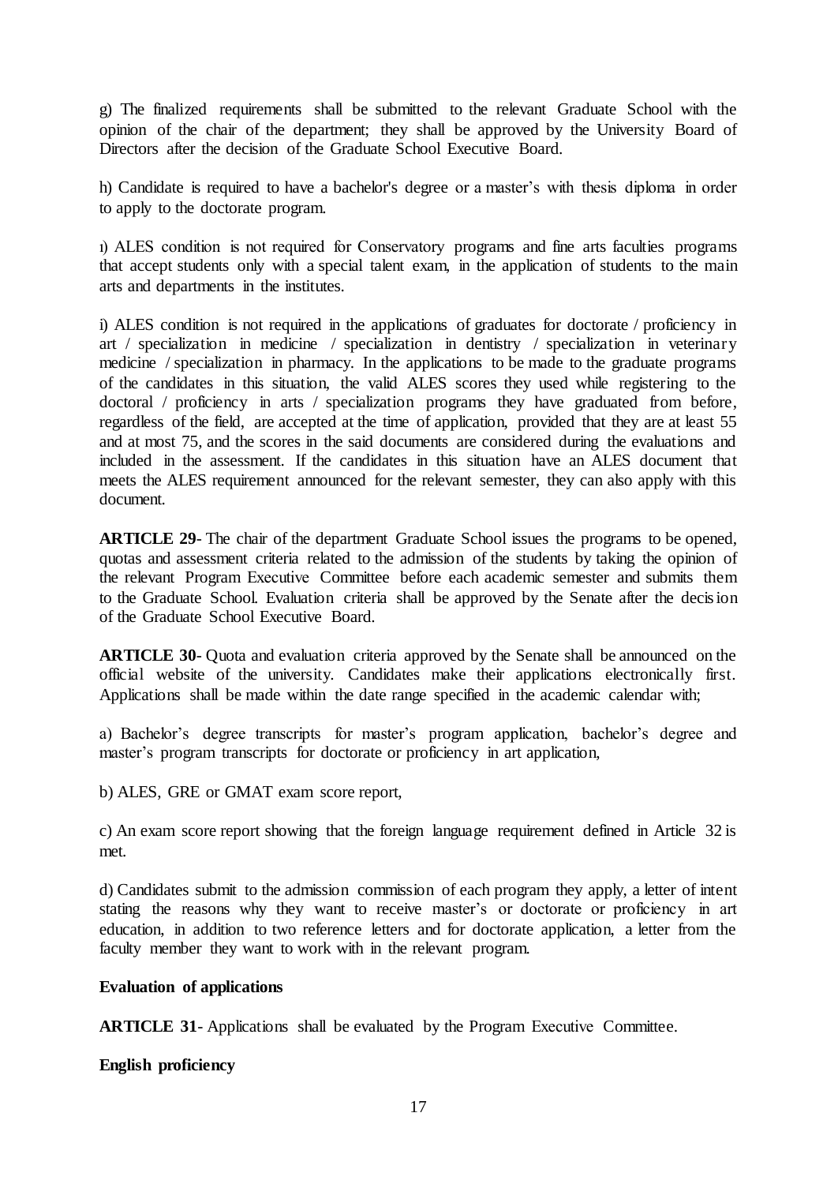g) The finalized requirements shall be submitted to the relevant Graduate School with the opinion of the chair of the department; they shall be approved by the University Board of Directors after the decision of the Graduate School Executive Board.

h) Candidate is required to have a bachelor's degree or a master's with thesis diploma in order to apply to the doctorate program.

ı) ALES condition is not required for Conservatory programs and fine arts faculties programs that accept students only with a special talent exam, in the application of students to the main arts and departments in the institutes.

i) ALES condition is not required in the applications of graduates for doctorate / proficiency in art / specialization in medicine / specialization in dentistry / specialization in veterinary medicine / specialization in pharmacy. In the applications to be made to the graduate programs of the candidates in this situation, the valid ALES scores they used while registering to the doctoral / proficiency in arts / specialization programs they have graduated from before, regardless of the field, are accepted at the time of application, provided that they are at least 55 and at most 75, and the scores in the said documents are considered during the evaluations and included in the assessment. If the candidates in this situation have an ALES document that meets the ALES requirement announced for the relevant semester, they can also apply with this document.

**ARTICLE 29**- The chair of the department Graduate School issues the programs to be opened, quotas and assessment criteria related to the admission of the students by taking the opinion of the relevant Program Executive Committee before each academic semester and submits them to the Graduate School. Evaluation criteria shall be approved by the Senate after the decision of the Graduate School Executive Board.

**ARTICLE 30**- Quota and evaluation criteria approved by the Senate shall be announced on the official website of the university. Candidates make their applications electronically first. Applications shall be made within the date range specified in the academic calendar with;

a) Bachelor's degree transcripts for master's program application, bachelor's degree and master's program transcripts for doctorate or proficiency in art application,

b) ALES, GRE or GMAT exam score report,

c) An exam score report showing that the foreign language requirement defined in Article 32 is met.

d) Candidates submit to the admission commission of each program they apply, a letter of intent stating the reasons why they want to receive master's or doctorate or proficiency in art education, in addition to two reference letters and for doctorate application, a letter from the faculty member they want to work with in the relevant program.

**Evaluation of applications**

**ARTICLE 31**- Applications shall be evaluated by the Program Executive Committee.

**English proficiency**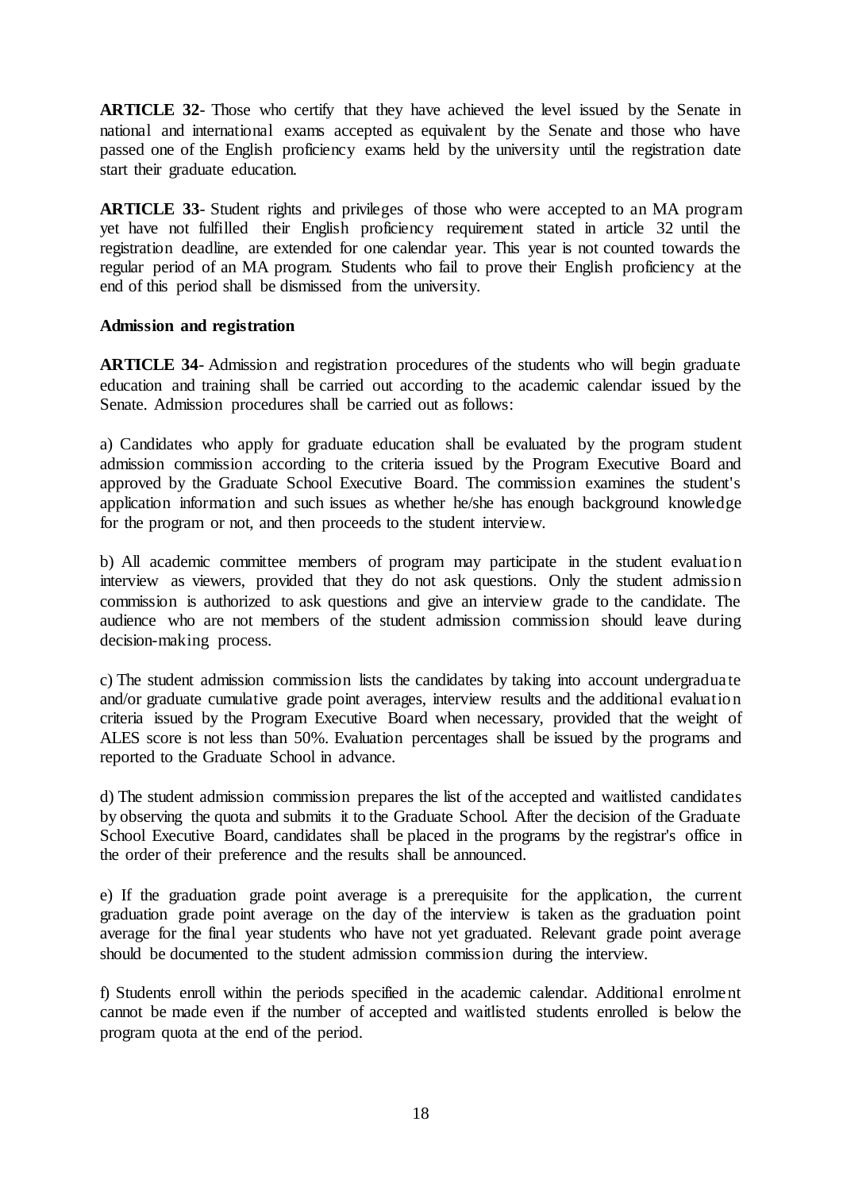**ARTICLE 32**- Those who certify that they have achieved the level issued by the Senate in national and international exams accepted as equivalent by the Senate and those who have passed one of the English proficiency exams held by the university until the registration date start their graduate education.

**ARTICLE 33**- Student rights and privileges of those who were accepted to an MA program yet have not fulfilled their English proficiency requirement stated in article 32 until the registration deadline, are extended for one calendar year. This year is not counted towards the regular period of an MA program. Students who fail to prove their English proficiency at the end of this period shall be dismissed from the university.

**Admission and registration**

**ARTICLE 34**- Admission and registration procedures of the students who will begin graduate education and training shall be carried out according to the academic calendar issued by the Senate. Admission procedures shall be carried out as follows:

a) Candidates who apply for graduate education shall be evaluated by the program student admission commission according to the criteria issued by the Program Executive Board and approved by the Graduate School Executive Board. The commission examines the student's application information and such issues as whether he/she has enough background knowledge for the program or not, and then proceeds to the student interview.

b) All academic committee members of program may participate in the student evaluation interview as viewers, provided that they do not ask questions. Only the student admission commission is authorized to ask questions and give an interview grade to the candidate. The audience who are not members of the student admission commission should leave during decision-making process.

c) The student admission commission lists the candidates by taking into account undergraduate and/or graduate cumulative grade point averages, interview results and the additional evaluation criteria issued by the Program Executive Board when necessary, provided that the weight of ALES score is not less than 50%. Evaluation percentages shall be issued by the programs and reported to the Graduate School in advance.

d) The student admission commission prepares the list of the accepted and waitlisted candidates by observing the quota and submits it to the Graduate School. After the decision of the Graduate School Executive Board, candidates shall be placed in the programs by the registrar's office in the order of their preference and the results shall be announced.

e) If the graduation grade point average is a prerequisite for the application, the current graduation grade point average on the day of the interview is taken as the graduation point average for the final year students who have not yet graduated. Relevant grade point average should be documented to the student admission commission during the interview.

f) Students enroll within the periods specified in the academic calendar. Additional enrolment cannot be made even if the number of accepted and waitlisted students enrolled is below the program quota at the end of the period.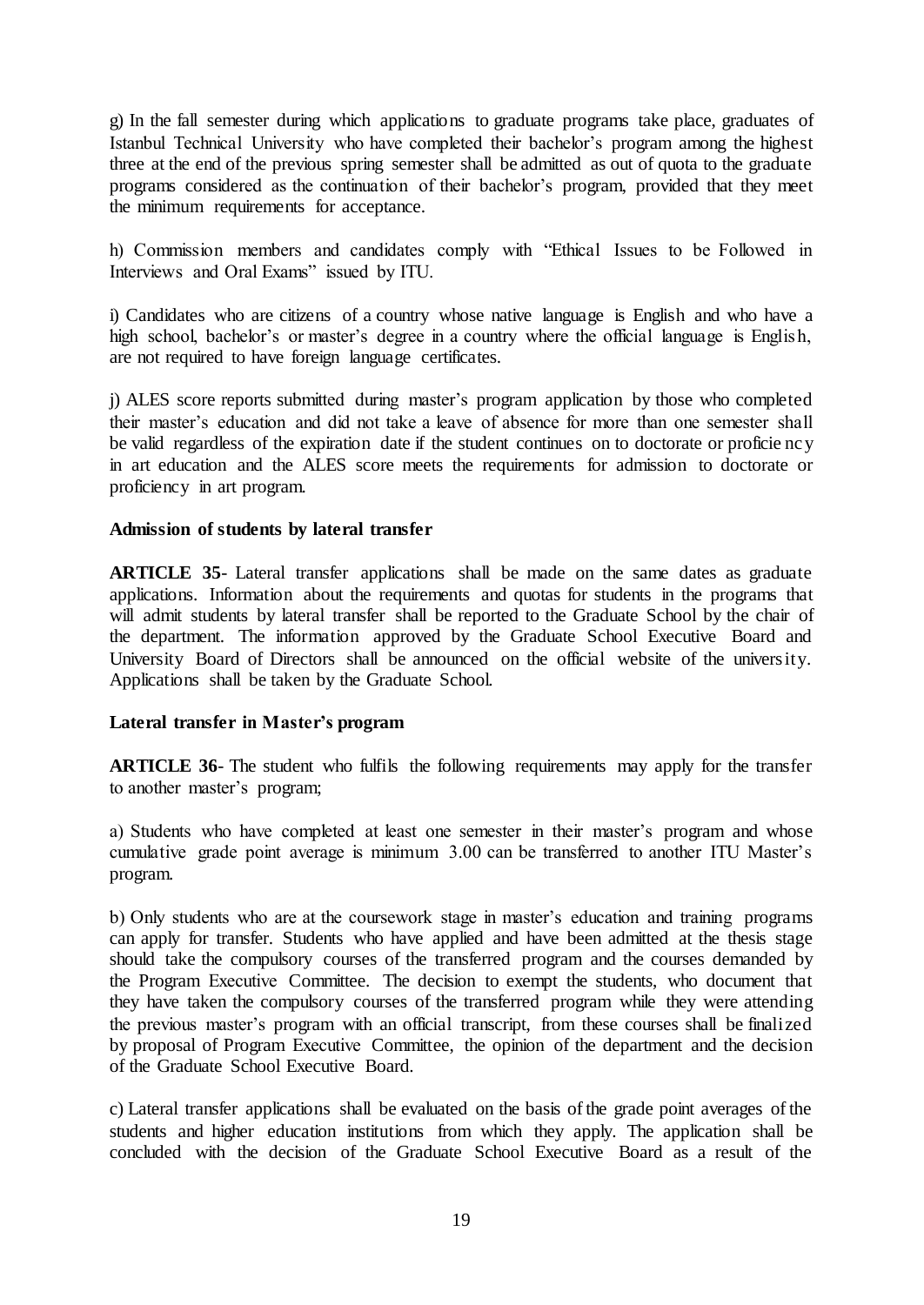g) In the fall semester during which applications to graduate programs take place, graduates of Istanbul Technical University who have completed their bachelor's program among the highest three at the end of the previous spring semester shall be admitted as out of quota to the graduate programs considered as the continuation of their bachelor's program, provided that they meet the minimum requirements for acceptance.

h) Commission members and candidates comply with "Ethical Issues to be Followed in Interviews and Oral Exams" issued by ITU.

i) Candidates who are citizens of a country whose native language is English and who have a high school, bachelor's or master's degree in a country where the official language is English, are not required to have foreign language certificates.

j) ALES score reports submitted during master's program application by those who completed their master's education and did not take a leave of absence for more than one semester shall be valid regardless of the expiration date if the student continues on to doctorate or proficiency in art education and the ALES score meets the requirements for admission to doctorate or proficiency in art program.

**Admission of students by lateral transfer**

**ARTICLE 35**- Lateral transfer applications shall be made on the same dates as graduate applications. Information about the requirements and quotas for students in the programs that will admit students by lateral transfer shall be reported to the Graduate School by the chair of the department. The information approved by the Graduate School Executive Board and University Board of Directors shall be announced on the official website of the university. Applications shall be taken by the Graduate School.

**Lateral transfer in Master's program**

**ARTICLE 36**- The student who fulfils the following requirements may apply for the transfer to another master's program;

a) Students who have completed at least one semester in their master's program and whose cumulative grade point average is minimum 3.00 can be transferred to another ITU Master's program.

b) Only students who are at the coursework stage in master's education and training programs can apply for transfer. Students who have applied and have been admitted at the thesis stage should take the compulsory courses of the transferred program and the courses demanded by the Program Executive Committee. The decision to exempt the students, who document that they have taken the compulsory courses of the transferred program while they were attending the previous master's program with an official transcript, from these courses shall be finalized by proposal of Program Executive Committee, the opinion of the department and the decision of the Graduate School Executive Board.

c) Lateral transfer applications shall be evaluated on the basis of the grade point averages of the students and higher education institutions from which they apply. The application shall be concluded with the decision of the Graduate School Executive Board as a result of the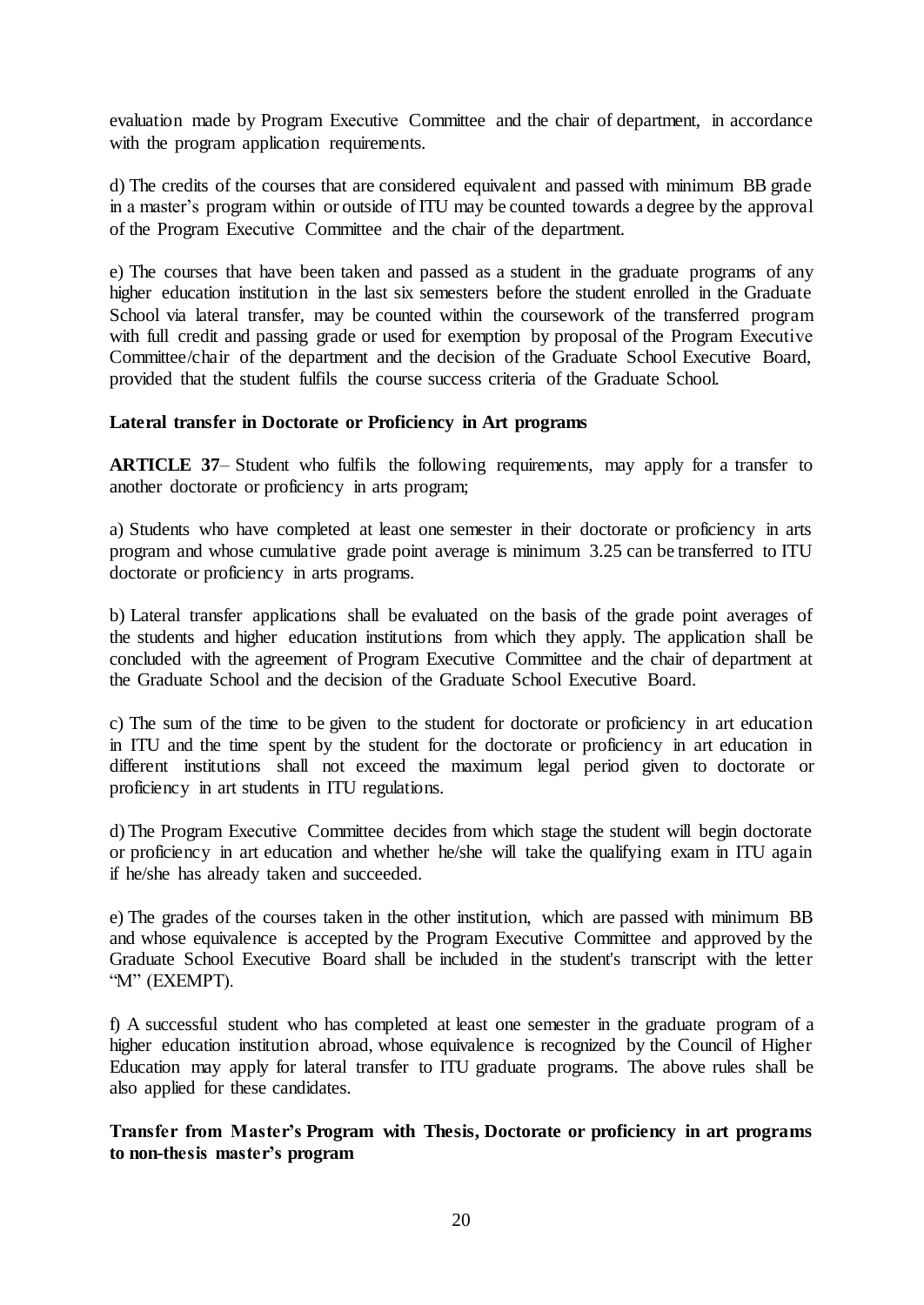evaluation made by Program Executive Committee and the chair of department, in accordance with the program application requirements.

d) The credits of the courses that are considered equivalent and passed with minimum BB grade in a master's program within or outside of ITU may be counted towards a degree by the approval of the Program Executive Committee and the chair of the department.

e) The courses that have been taken and passed as a student in the graduate programs of any higher education institution in the last six semesters before the student enrolled in the Graduate School via lateral transfer, may be counted within the coursework of the transferred program with full credit and passing grade or used for exemption by proposal of the Program Executive Committee/chair of the department and the decision of the Graduate School Executive Board, provided that the student fulfils the course success criteria of the Graduate School.

**Lateral transfer in Doctorate or Proficiency in Art programs**

**ARTICLE 37**– Student who fulfils the following requirements, may apply for a transfer to another doctorate or proficiency in arts program;

a) Students who have completed at least one semester in their doctorate or proficiency in arts program and whose cumulative grade point average is minimum 3.25 can be transferred to ITU doctorate or proficiency in arts programs.

b) Lateral transfer applications shall be evaluated on the basis of the grade point averages of the students and higher education institutions from which they apply. The application shall be concluded with the agreement of Program Executive Committee and the chair of department at the Graduate School and the decision of the Graduate School Executive Board.

c) The sum of the time to be given to the student for doctorate or proficiency in art education in ITU and the time spent by the student for the doctorate or proficiency in art education in different institutions shall not exceed the maximum legal period given to doctorate or proficiency in art students in ITU regulations.

d) The Program Executive Committee decides from which stage the student will begin doctorate or proficiency in art education and whether he/she will take the qualifying exam in ITU again if he/she has already taken and succeeded.

e) The grades of the courses taken in the other institution, which are passed with minimum BB and whose equivalence is accepted by the Program Executive Committee and approved by the Graduate School Executive Board shall be included in the student's transcript with the letter "M" (EXEMPT).

f) A successful student who has completed at least one semester in the graduate program of a higher education institution abroad, whose equivalence is recognized by the Council of Higher Education may apply for lateral transfer to ITU graduate programs. The above rules shall be also applied for these candidates.

**Transfer from Master's Program with Thesis, Doctorate or proficiency in art programs to non-thesis master's program**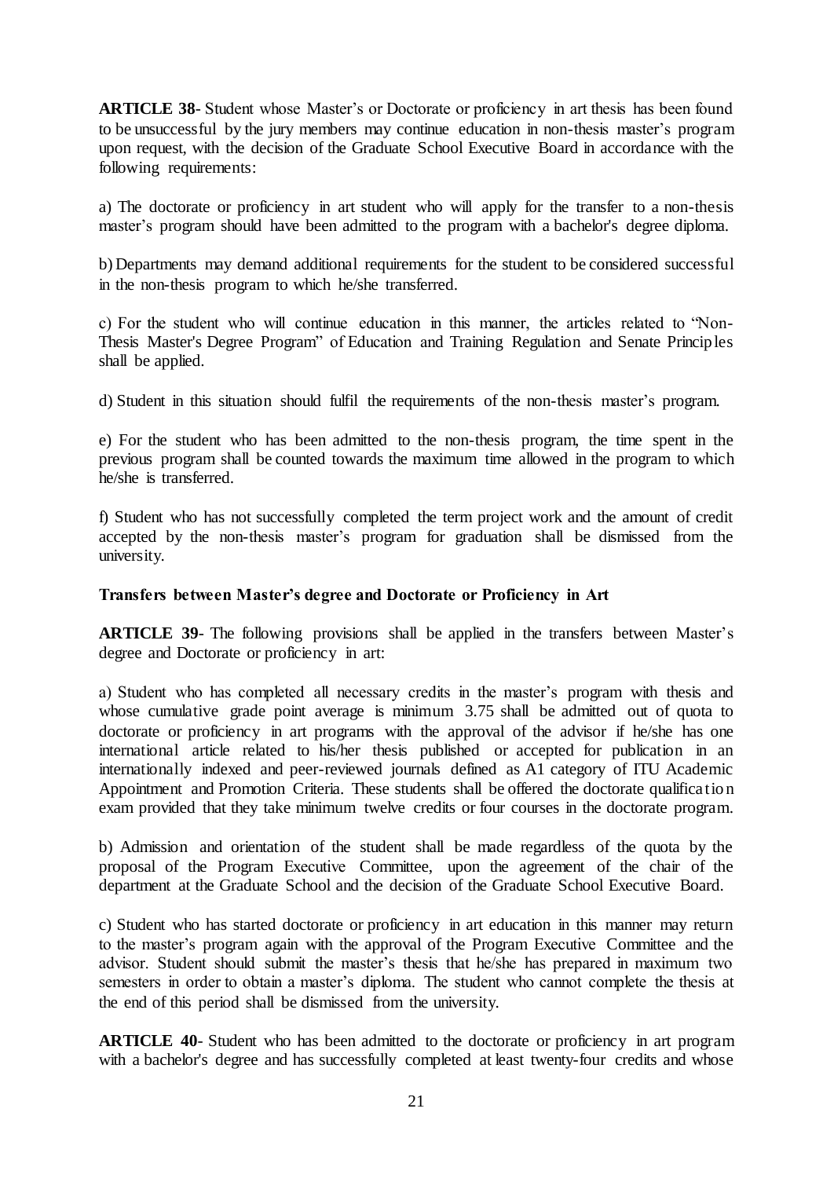**ARTICLE 38**- Student whose Master's or Doctorate or proficiency in art thesis has been found to be unsuccessful by the jury members may continue education in non-thesis master's program upon request, with the decision of the Graduate School Executive Board in accordance with the following requirements:

a) The doctorate or proficiency in art student who will apply for the transfer to a non-thesis master's program should have been admitted to the program with a bachelor's degree diploma.

b) Departments may demand additional requirements for the student to be considered successful in the non-thesis program to which he/she transferred.

c) For the student who will continue education in this manner, the articles related to "Non-Thesis Master's Degree Program" of Education and Training Regulation and Senate Principles shall be applied.

d) Student in this situation should fulfil the requirements of the non-thesis master's program.

e) For the student who has been admitted to the non-thesis program, the time spent in the previous program shall be counted towards the maximum time allowed in the program to which he/she is transferred.

f) Student who has not successfully completed the term project work and the amount of credit accepted by the non-thesis master's program for graduation shall be dismissed from the university.

**Transfers between Master's degree and Doctorate or Proficiency in Art**

**ARTICLE 39**- The following provisions shall be applied in the transfers between Master's degree and Doctorate or proficiency in art:

a) Student who has completed all necessary credits in the master's program with thesis and whose cumulative grade point average is minimum 3.75 shall be admitted out of quota to doctorate or proficiency in art programs with the approval of the advisor if he/she has one international article related to his/her thesis published or accepted for publication in an internationally indexed and peer-reviewed journals defined as A1 category of ITU Academic Appointment and Promotion Criteria. These students shall be offered the doctorate qualification exam provided that they take minimum twelve credits or four courses in the doctorate program.

b) Admission and orientation of the student shall be made regardless of the quota by the proposal of the Program Executive Committee, upon the agreement of the chair of the department at the Graduate School and the decision of the Graduate School Executive Board.

c) Student who has started doctorate or proficiency in art education in this manner may return to the master's program again with the approval of the Program Executive Committee and the advisor. Student should submit the master's thesis that he/she has prepared in maximum two semesters in order to obtain a master's diploma. The student who cannot complete the thesis at the end of this period shall be dismissed from the university.

**ARTICLE 40**- Student who has been admitted to the doctorate or proficiency in art program with a bachelor's degree and has successfully completed at least twenty-four credits and whose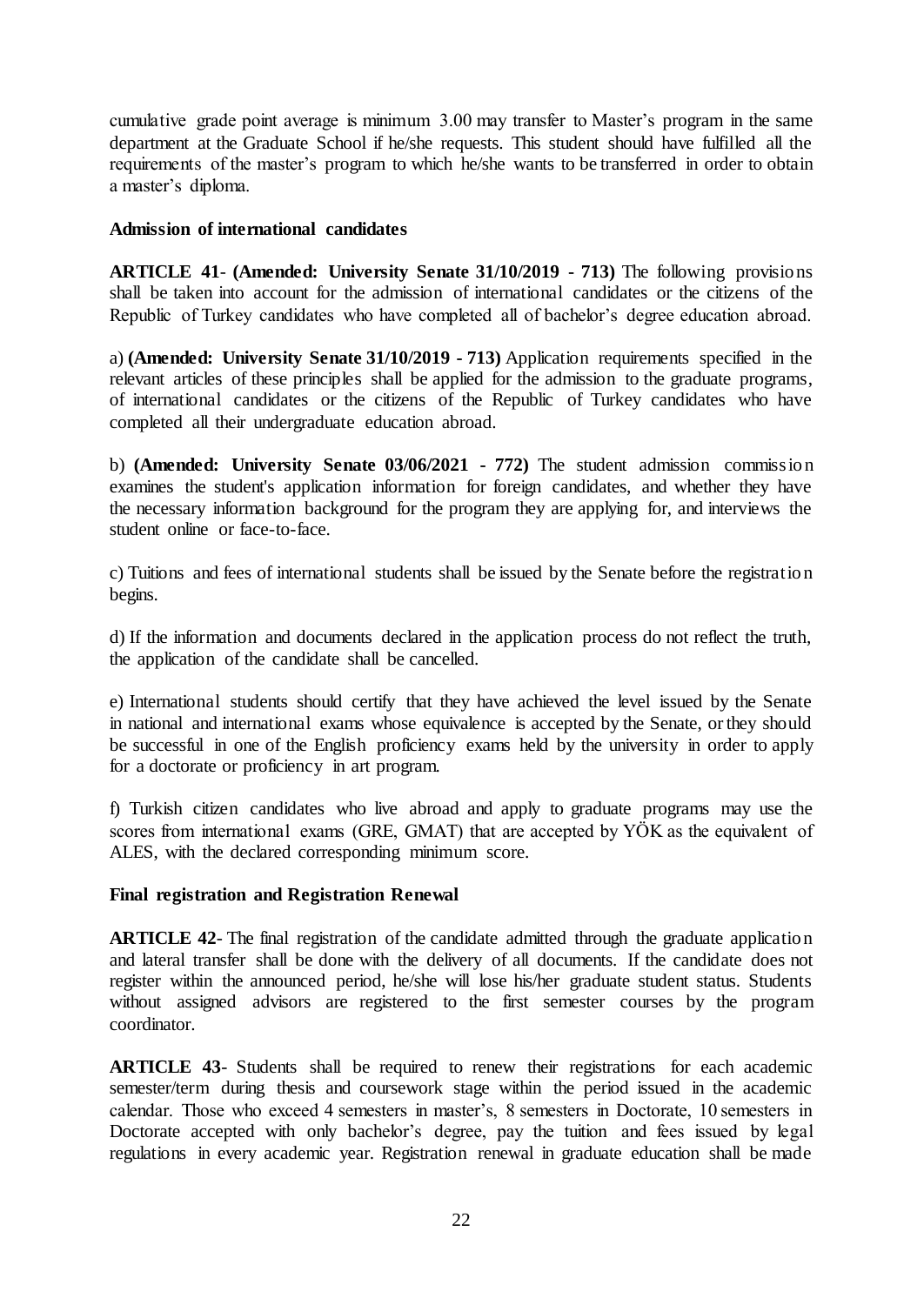cumulative grade point average is minimum 3.00 may transfer to Master's program in the same department at the Graduate School if he/she requests. This student should have fulfilled all the requirements of the master's program to which he/she wants to be transferred in order to obtain a master's diploma.

**Admission of international candidates**

**ARTICLE 41- (Amended: University Senate 31/10/2019 - 713)** The following provisions shall be taken into account for the admission of international candidates or the citizens of the Republic of Turkey candidates who have completed all of bachelor's degree education abroad.

a) **(Amended: University Senate 31/10/2019 - 713)** Application requirements specified in the relevant articles of these principles shall be applied for the admission to the graduate programs, of international candidates or the citizens of the Republic of Turkey candidates who have completed all their undergraduate education abroad.

b) **(Amended: University Senate 03/06/2021 - 772)** The student admission commission examines the student's application information for foreign candidates, and whether they have the necessary information background for the program they are applying for, and interviews the student online or face-to-face.

c) Tuitions and fees of international students shall be issued by the Senate before the registration begins.

d) If the information and documents declared in the application process do not reflect the truth, the application of the candidate shall be cancelled.

e) International students should certify that they have achieved the level issued by the Senate in national and international exams whose equivalence is accepted by the Senate, or they should be successful in one of the English proficiency exams held by the university in order to apply for a doctorate or proficiency in art program.

f) Turkish citizen candidates who live abroad and apply to graduate programs may use the scores from international exams (GRE, GMAT) that are accepted by YÖK as the equivalent of ALES, with the declared corresponding minimum score.

**Final registration and Registration Renewal**

**ARTICLE 42-** The final registration of the candidate admitted through the graduate application and lateral transfer shall be done with the delivery of all documents. If the candidate does not register within the announced period, he/she will lose his/her graduate student status. Students without assigned advisors are registered to the first semester courses by the program coordinator.

**ARTICLE 43-** Students shall be required to renew their registrations for each academic semester/term during thesis and coursework stage within the period issued in the academic calendar. Those who exceed 4 semesters in master's, 8 semesters in Doctorate, 10 semesters in Doctorate accepted with only bachelor's degree, pay the tuition and fees issued by legal regulations in every academic year. Registration renewal in graduate education shall be made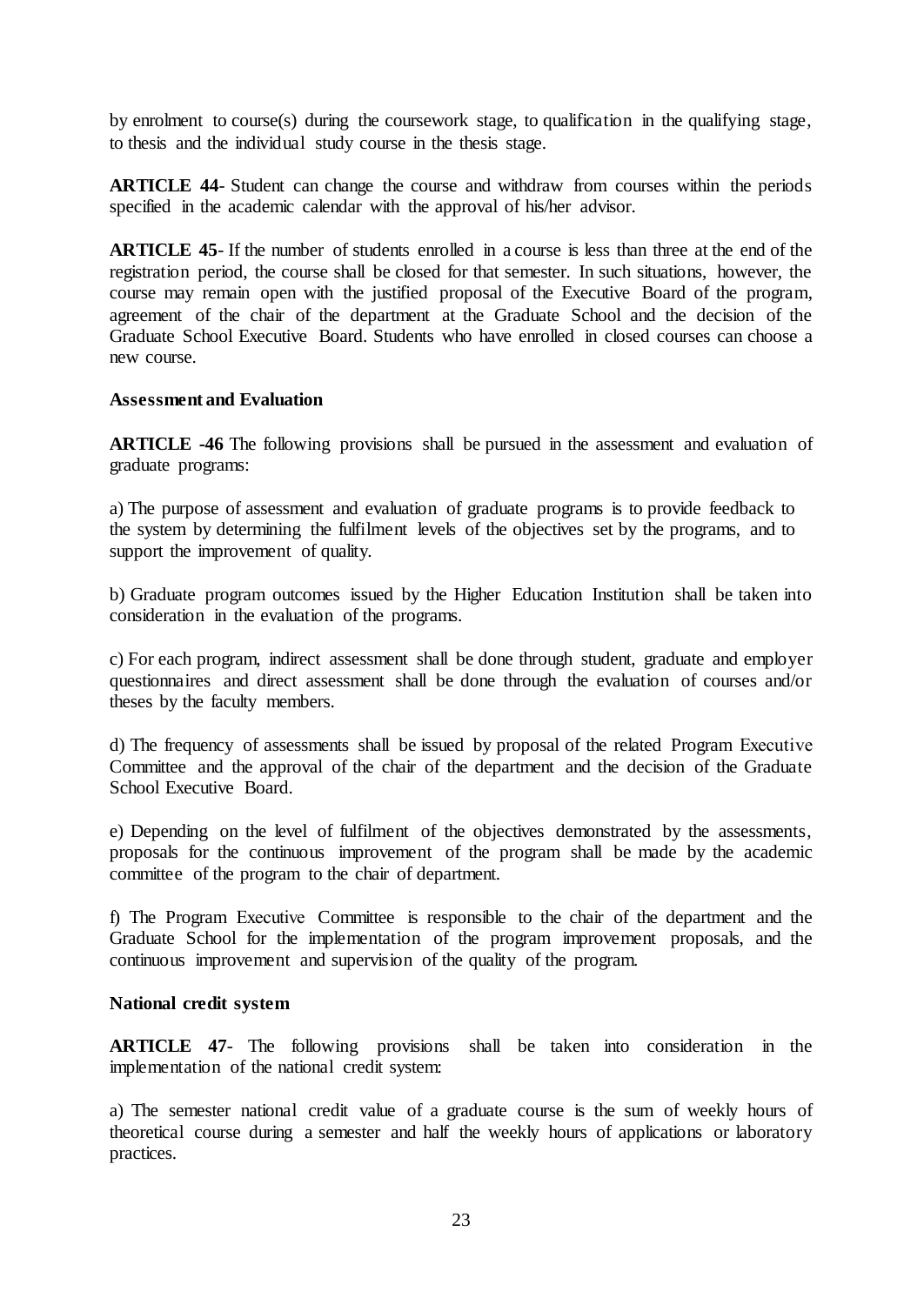by enrolment to course(s) during the coursework stage, to qualification in the qualifying stage, to thesis and the individual study course in the thesis stage.

**ARTICLE 44**- Student can change the course and withdraw from courses within the periods specified in the academic calendar with the approval of his/her advisor.

**ARTICLE 45**- If the number of students enrolled in a course is less than three at the end of the registration period, the course shall be closed for that semester. In such situations, however, the course may remain open with the justified proposal of the Executive Board of the program, agreement of the chair of the department at the Graduate School and the decision of the Graduate School Executive Board. Students who have enrolled in closed courses can choose a new course.

**Assessment and Evaluation**

**ARTICLE -46** The following provisions shall be pursued in the assessment and evaluation of graduate programs:

a) The purpose of assessment and evaluation of graduate programs is to provide feedback to the system by determining the fulfilment levels of the objectives set by the programs, and to support the improvement of quality.

b) Graduate program outcomes issued by the Higher Education Institution shall be taken into consideration in the evaluation of the programs.

c) For each program, indirect assessment shall be done through student, graduate and employer questionnaires and direct assessment shall be done through the evaluation of courses and/or theses by the faculty members.

d) The frequency of assessments shall be issued by proposal of the related Program Executive Committee and the approval of the chair of the department and the decision of the Graduate School Executive Board.

e) Depending on the level of fulfilment of the objectives demonstrated by the assessments, proposals for the continuous improvement of the program shall be made by the academic committee of the program to the chair of department.

f) The Program Executive Committee is responsible to the chair of the department and the Graduate School for the implementation of the program improvement proposals, and the continuous improvement and supervision of the quality of the program.

**National credit system**

**ARTICLE 47**- The following provisions shall be taken into consideration in the implementation of the national credit system:

a) The semester national credit value of a graduate course is the sum of weekly hours of theoretical course during a semester and half the weekly hours of applications or laboratory practices.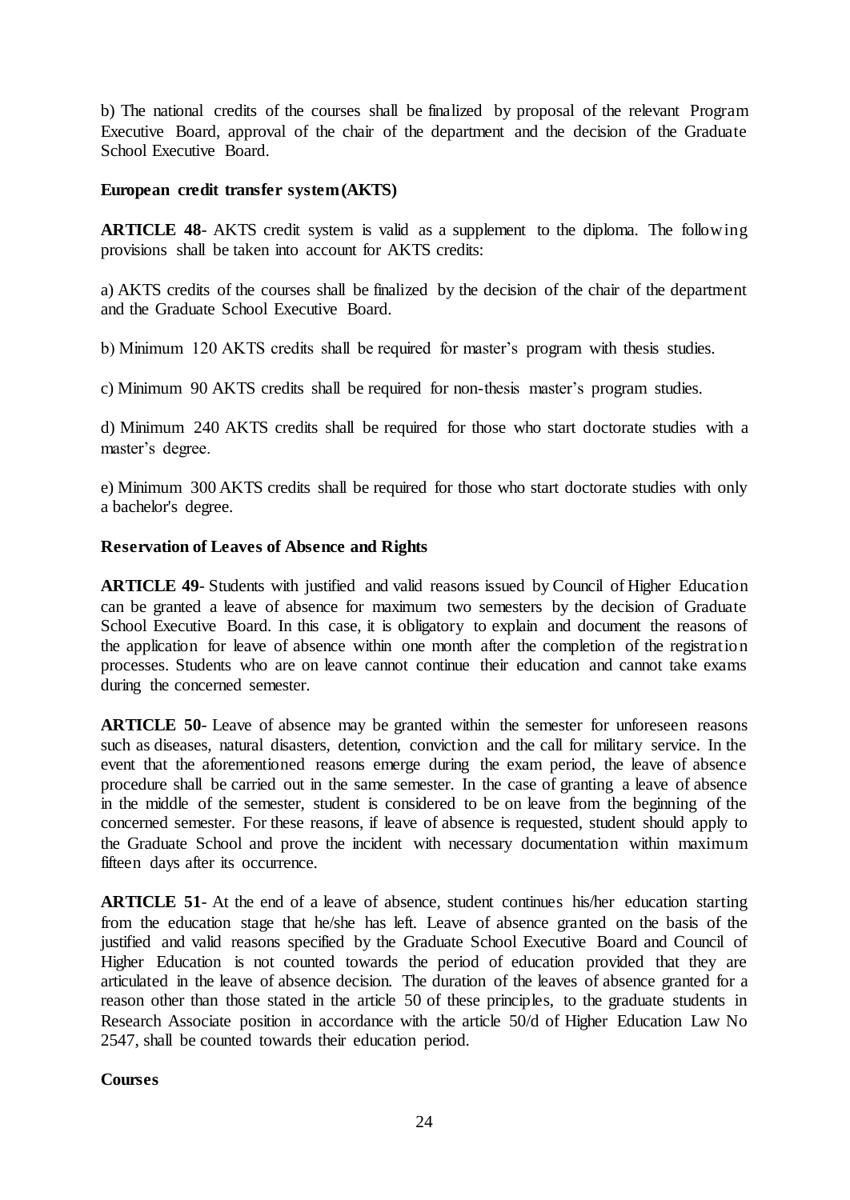b) The national credits of the courses shall be finalized by proposal of the relevant Program Executive Board, approval of the chair of the department and the decision of the Graduate School Executive Board.

**European credit transfer system (AKTS)**

**ARTICLE 48**- AKTS credit system is valid as a supplement to the diploma. The following provisions shall be taken into account for AKTS credits:

a) AKTS credits of the courses shall be finalized by the decision of the chair of the department and the Graduate School Executive Board.

b) Minimum 120 AKTS credits shall be required for master's program with thesis studies.

c) Minimum 90 AKTS credits shall be required for non-thesis master's program studies.

d) Minimum 240 AKTS credits shall be required for those who start doctorate studies with a master's degree.

e) Minimum 300 AKTS credits shall be required for those who start doctorate studies with only a bachelor's degree.

**Reservation of Leaves of Absence and Rights**

**ARTICLE 49**- Students with justified and valid reasons issued by Council of Higher Education can be granted a leave of absence for maximum two semesters by the decision of Graduate School Executive Board. In this case, it is obligatory to explain and document the reasons of the application for leave of absence within one month after the completion of the registration processes. Students who are on leave cannot continue their education and cannot take exams during the concerned semester.

**ARTICLE 50**- Leave of absence may be granted within the semester for unforeseen reasons such as diseases, natural disasters, detention, conviction and the call for military service. In the event that the aforementioned reasons emerge during the exam period, the leave of absence procedure shall be carried out in the same semester. In the case of granting a leave of absence in the middle of the semester, student is considered to be on leave from the beginning of the concerned semester. For these reasons, if leave of absence is requested, student should apply to the Graduate School and prove the incident with necessary documentation within maximum fifteen days after its occurrence.

**ARTICLE 51**- At the end of a leave of absence, student continues his/her education starting from the education stage that he/she has left. Leave of absence granted on the basis of the justified and valid reasons specified by the Graduate School Executive Board and Council of Higher Education is not counted towards the period of education provided that they are articulated in the leave of absence decision. The duration of the leaves of absence granted for a reason other than those stated in the article 50 of these principles, to the graduate students in Research Associate position in accordance with the article 50/d of Higher Education Law No 2547, shall be counted towards their education period.

**Courses**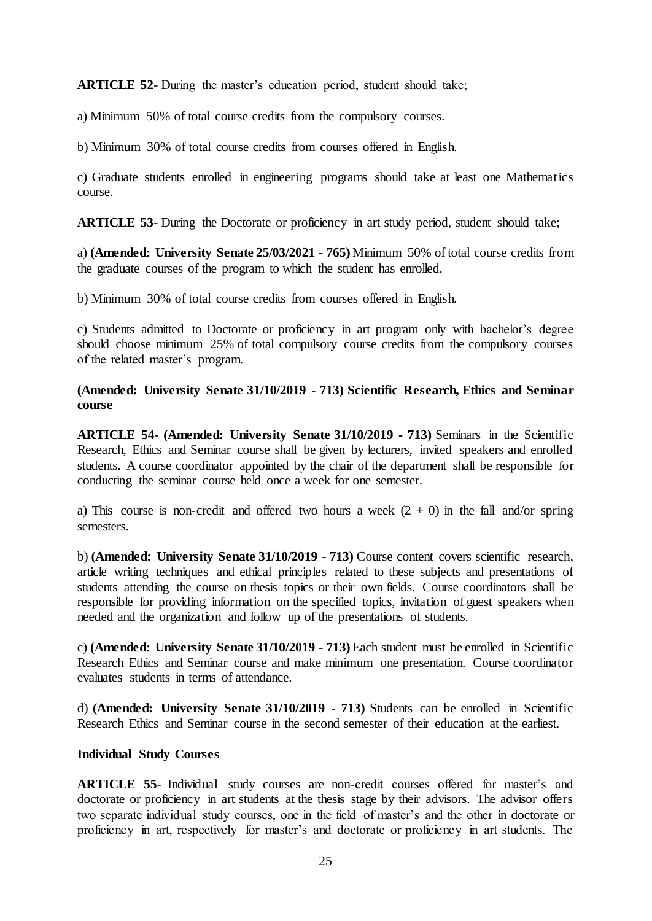**ARTICLE 52**- During the master's education period, student should take;

a) Minimum 50% of total course credits from the compulsory courses.

b) Minimum 30% of total course credits from courses offered in English.

c) Graduate students enrolled in engineering programs should take at least one Mathematics course.

**ARTICLE 53**- During the Doctorate or proficiency in art study period, student should take;

a) **(Amended: University Senate 25/03/2021 - 765)** Minimum 50% of total course credits from the graduate courses of the program to which the student has enrolled.

b) Minimum 30% of total course credits from courses offered in English.

c) Students admitted to Doctorate or proficiency in art program only with bachelor's degree should choose minimum 25% of total compulsory course credits from the compulsory courses of the related master's program.

**(Amended: University Senate 31/10/2019 - 713) Scientific Research, Ethics and Seminar course**

**ARTICLE 54**- **(Amended: University Senate 31/10/2019 - 713)** Seminars in the Scientific Research, Ethics and Seminar course shall be given by lecturers, invited speakers and enrolled students. A course coordinator appointed by the chair of the department shall be responsible for conducting the seminar course held once a week for one semester.

a) This course is non-credit and offered two hours a week (2 + 0) in the fall and/or spring semesters.

b) **(Amended: University Senate 31/10/2019 - 713)** Course content covers scientific research, article writing techniques and ethical principles related to these subjects and presentations of students attending the course on thesis topics or their own fields. Course coordinators shall be responsible for providing information on the specified topics, invitation of guest speakers when needed and the organization and follow up of the presentations of students.

c) **(Amended: University Senate 31/10/2019 - 713)** Each student must be enrolled in Scientific Research Ethics and Seminar course and make minimum one presentation. Course coordinator evaluates students in terms of attendance.

d) **(Amended: University Senate 31/10/2019 - 713)** Students can be enrolled in Scientific Research Ethics and Seminar course in the second semester of their education at the earliest.

**Individual Study Courses**

**ARTICLE 55**- Individual study courses are non-credit courses offered for master's and doctorate or proficiency in art students at the thesis stage by their advisors. The advisor offers two separate individual study courses, one in the field of master's and the other in doctorate or proficiency in art, respectively for master's and doctorate or proficiency in art students. The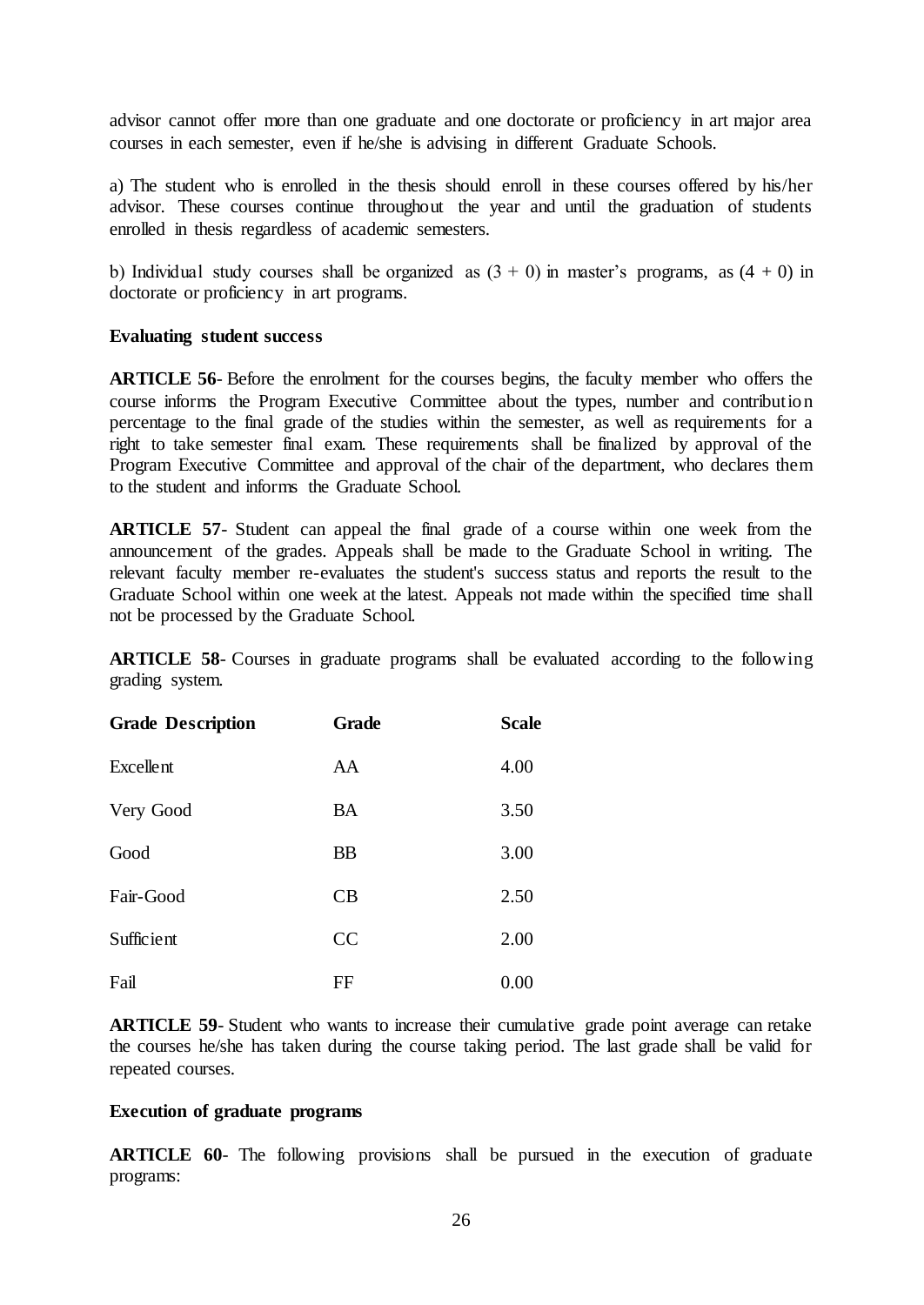advisor cannot offer more than one graduate and one doctorate or proficiency in art major area courses in each semester, even if he/she is advising in different Graduate Schools.

a) The student who is enrolled in the thesis should enroll in these courses offered by his/her advisor. These courses continue throughout the year and until the graduation of students enrolled in thesis regardless of academic semesters.

b) Individual study courses shall be organized as (3 + 0) in master's programs, as (4 + 0) in doctorate or proficiency in art programs.

**Evaluating student success**

**ARTICLE 56**- Before the enrolment for the courses begins, the faculty member who offers the course informs the Program Executive Committee about the types, number and contribution percentage to the final grade of the studies within the semester, as well as requirements for a right to take semester final exam. These requirements shall be finalized by approval of the Program Executive Committee and approval of the chair of the department, who declares them to the student and informs the Graduate School.

**ARTICLE 57**- Student can appeal the final grade of a course within one week from the announcement of the grades. Appeals shall be made to the Graduate School in writing. The relevant faculty member re-evaluates the student's success status and reports the result to the Graduate School within one week at the latest. Appeals not made within the specified time shall not be processed by the Graduate School.

**ARTICLE 58**- Courses in graduate programs shall be evaluated according to the following grading system.

| Grade Description | Grade | Scale |
|---|---|---|
| Excellent | AA | 4.00 |
| Very Good | BA | 3.50 |
| Good | BB | 3.00 |
| Fair-Good | CB | 2.50 |
| Sufficient | CC | 2.00 |
| Fail | FF | 0.00 |

**ARTICLE 59**- Student who wants to increase their cumulative grade point average can retake the courses he/she has taken during the course taking period. The last grade shall be valid for repeated courses.

**Execution of graduate programs**

**ARTICLE 60**- The following provisions shall be pursued in the execution of graduate programs: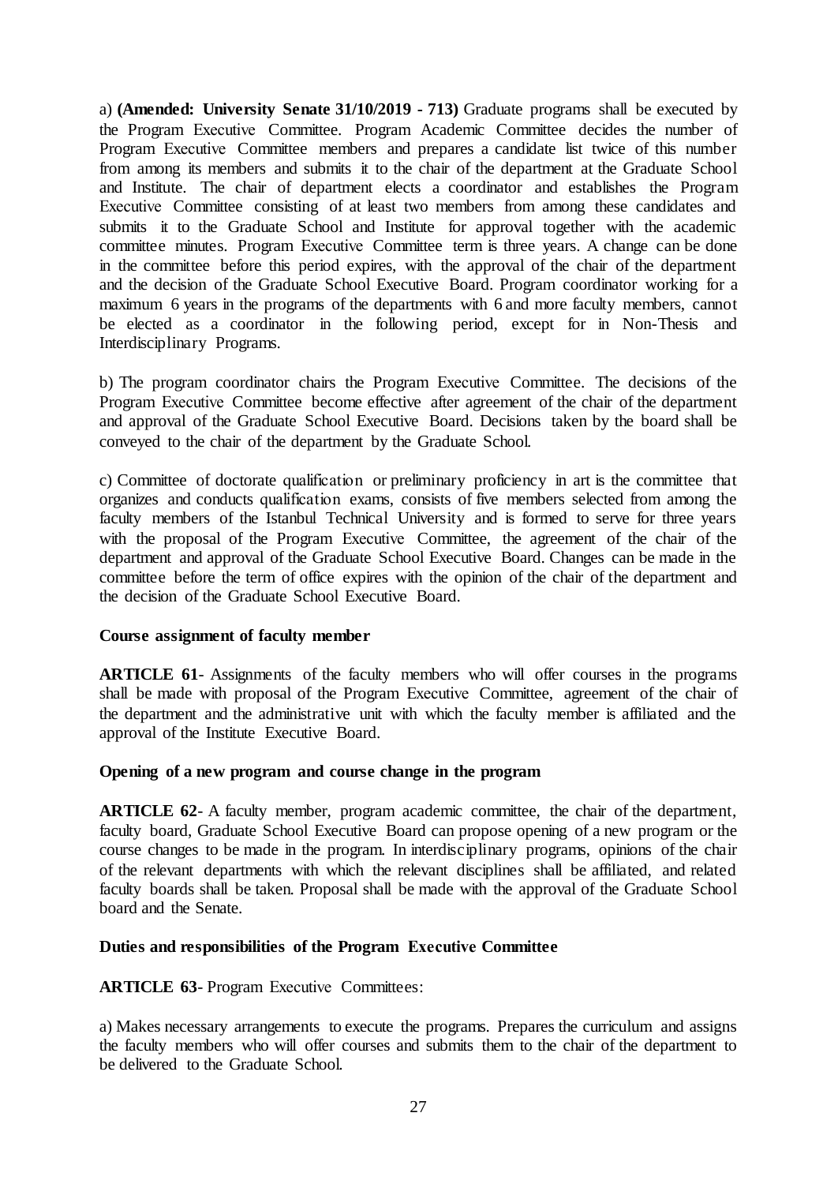a) **(Amended: University Senate 31/10/2019 - 713)** Graduate programs shall be executed by the Program Executive Committee. Program Academic Committee decides the number of Program Executive Committee members and prepares a candidate list twice of this number from among its members and submits it to the chair of the department at the Graduate School and Institute. The chair of department elects a coordinator and establishes the Program Executive Committee consisting of at least two members from among these candidates and submits it to the Graduate School and Institute for approval together with the academic committee minutes. Program Executive Committee term is three years. A change can be done in the committee before this period expires, with the approval of the chair of the department and the decision of the Graduate School Executive Board. Program coordinator working for a maximum 6 years in the programs of the departments with 6 and more faculty members, cannot be elected as a coordinator in the following period, except for in Non-Thesis and Interdisciplinary Programs.

b) The program coordinator chairs the Program Executive Committee. The decisions of the Program Executive Committee become effective after agreement of the chair of the department and approval of the Graduate School Executive Board. Decisions taken by the board shall be conveyed to the chair of the department by the Graduate School.

c) Committee of doctorate qualification or preliminary proficiency in art is the committee that organizes and conducts qualification exams, consists of five members selected from among the faculty members of the Istanbul Technical University and is formed to serve for three years with the proposal of the Program Executive Committee, the agreement of the chair of the department and approval of the Graduate School Executive Board. Changes can be made in the committee before the term of office expires with the opinion of the chair of the department and the decision of the Graduate School Executive Board.

**Course assignment of faculty member**

**ARTICLE 61**- Assignments of the faculty members who will offer courses in the programs shall be made with proposal of the Program Executive Committee, agreement of the chair of the department and the administrative unit with which the faculty member is affiliated and the approval of the Institute Executive Board.

**Opening of a new program and course change in the program**

**ARTICLE 62**- A faculty member, program academic committee, the chair of the department, faculty board, Graduate School Executive Board can propose opening of a new program or the course changes to be made in the program. In interdisciplinary programs, opinions of the chair of the relevant departments with which the relevant disciplines shall be affiliated, and related faculty boards shall be taken. Proposal shall be made with the approval of the Graduate School board and the Senate.

**Duties and responsibilities of the Program Executive Committee**

**ARTICLE 63**- Program Executive Committees:

a) Makes necessary arrangements to execute the programs. Prepares the curriculum and assigns the faculty members who will offer courses and submits them to the chair of the department to be delivered to the Graduate School.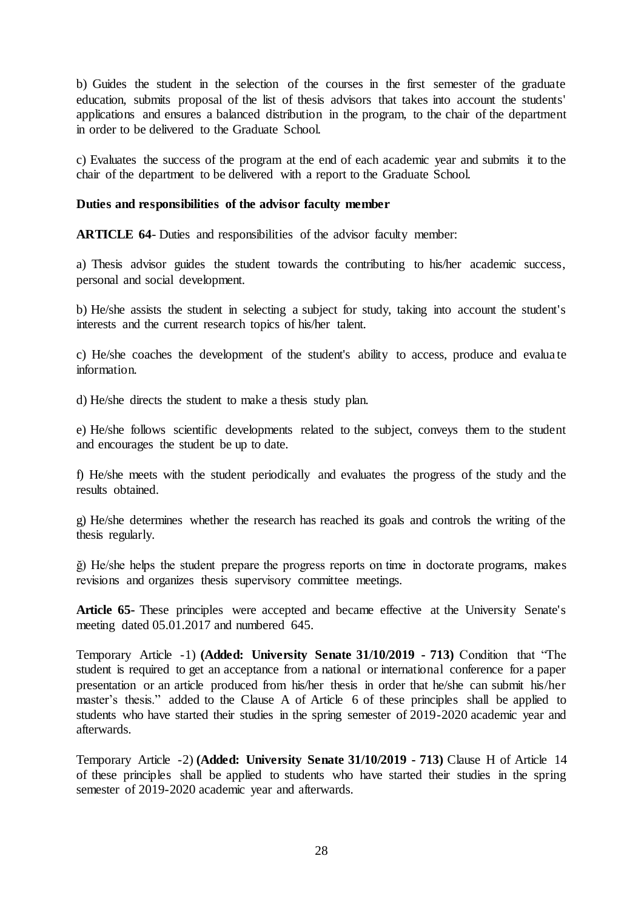b) Guides the student in the selection of the courses in the first semester of the graduate education, submits proposal of the list of thesis advisors that takes into account the students' applications and ensures a balanced distribution in the program, to the chair of the department in order to be delivered to the Graduate School.

c) Evaluates the success of the program at the end of each academic year and submits it to the chair of the department to be delivered with a report to the Graduate School.

**Duties and responsibilities of the advisor faculty member**

**ARTICLE 64**- Duties and responsibilities of the advisor faculty member:

a) Thesis advisor guides the student towards the contributing to his/her academic success, personal and social development.

b) He/she assists the student in selecting a subject for study, taking into account the student's interests and the current research topics of his/her talent.

c) He/she coaches the development of the student's ability to access, produce and evaluate information.

d) He/she directs the student to make a thesis study plan.

e) He/she follows scientific developments related to the subject, conveys them to the student and encourages the student be up to date.

f) He/she meets with the student periodically and evaluates the progress of the study and the results obtained.

g) He/she determines whether the research has reached its goals and controls the writing of the thesis regularly.

ğ) He/she helps the student prepare the progress reports on time in doctorate programs, makes revisions and organizes thesis supervisory committee meetings.

**Article 65**- These principles were accepted and became effective at the University Senate's meeting dated 05.01.2017 and numbered 645.

Temporary Article -1) **(Added: University Senate 31/10/2019 - 713)** Condition that "The student is required to get an acceptance from a national or international conference for a paper presentation or an article produced from his/her thesis in order that he/she can submit his/her master's thesis." added to the Clause A of Article 6 of these principles shall be applied to students who have started their studies in the spring semester of 2019-2020 academic year and afterwards.

Temporary Article -2) **(Added: University Senate 31/10/2019 - 713)** Clause H of Article 14 of these principles shall be applied to students who have started their studies in the spring semester of 2019-2020 academic year and afterwards.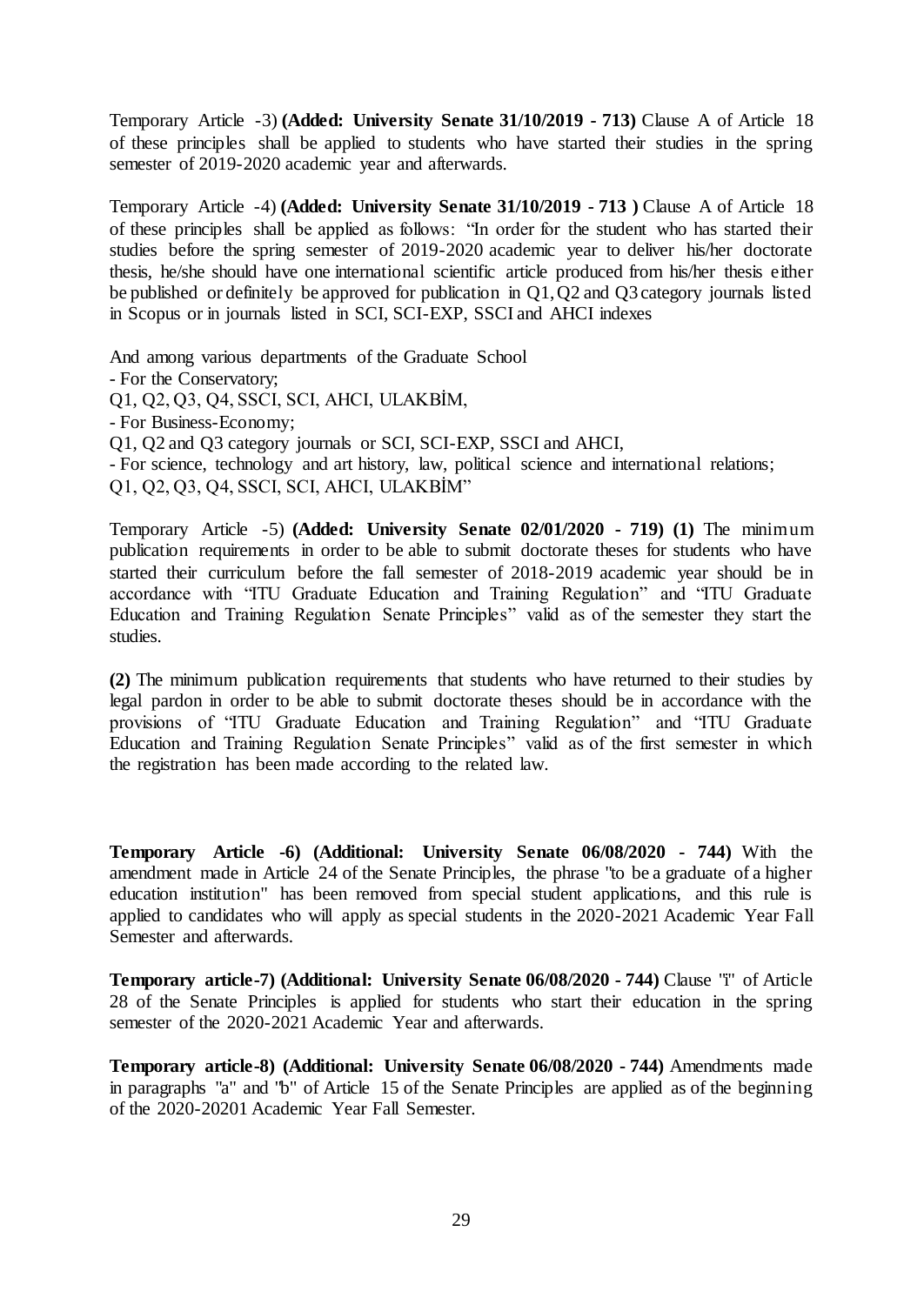Temporary Article -3) **(Added: University Senate 31/10/2019 - 713)** Clause A of Article 18 of these principles shall be applied to students who have started their studies in the spring semester of 2019-2020 academic year and afterwards.

Temporary Article -4) **(Added: University Senate 31/10/2019 - 713 )** Clause A of Article 18 of these principles shall be applied as follows: "In order for the student who has started their studies before the spring semester of 2019-2020 academic year to deliver his/her doctorate thesis, he/she should have one international scientific article produced from his/her thesis either be published or definitely be approved for publication in Q1, Q2 and Q3 category journals listed in Scopus or in journals listed in SCI, SCI-EXP, SSCI and AHCI indexes

And among various departments of the Graduate School
- For the Conservatory;
Q1, Q2, Q3, Q4, SSCI, SCI, AHCI, ULAKBİM,
- For Business-Economy;
Q1, Q2 and Q3 category journals or SCI, SCI-EXP, SSCI and AHCI,
- For science, technology and art history, law, political science and international relations;
Q1, Q2, Q3, Q4, SSCI, SCI, AHCI, ULAKBİM"

Temporary Article -5) **(Added: University Senate 02/01/2020 - 719) (1)** The minimum publication requirements in order to be able to submit doctorate theses for students who have started their curriculum before the fall semester of 2018-2019 academic year should be in accordance with "ITU Graduate Education and Training Regulation" and "ITU Graduate Education and Training Regulation Senate Principles" valid as of the semester they start the studies.

**(2)** The minimum publication requirements that students who have returned to their studies by legal pardon in order to be able to submit doctorate theses should be in accordance with the provisions of "ITU Graduate Education and Training Regulation" and "ITU Graduate Education and Training Regulation Senate Principles" valid as of the first semester in which the registration has been made according to the related law.

**Temporary Article -6) (Additional: University Senate 06/08/2020 - 744)** With the amendment made in Article 24 of the Senate Principles, the phrase "to be a graduate of a higher education institution" has been removed from special student applications, and this rule is applied to candidates who will apply as special students in the 2020-2021 Academic Year Fall Semester and afterwards.

**Temporary article-7) (Additional: University Senate 06/08/2020 - 744)** Clause "i" of Article 28 of the Senate Principles is applied for students who start their education in the spring semester of the 2020-2021 Academic Year and afterwards.

**Temporary article-8) (Additional: University Senate 06/08/2020 - 744)** Amendments made in paragraphs "a" and "b" of Article 15 of the Senate Principles are applied as of the beginning of the 2020-20201 Academic Year Fall Semester.